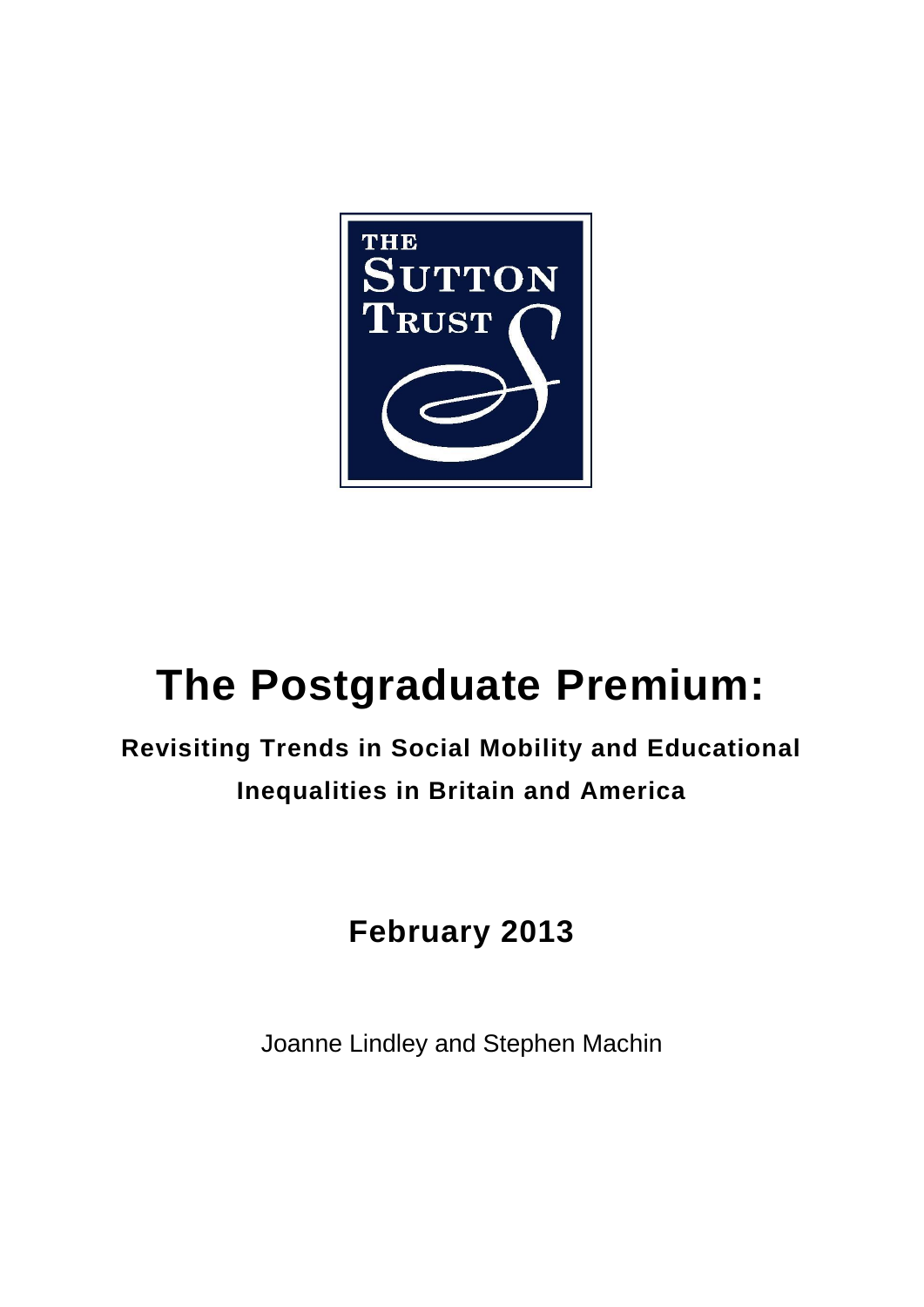THE SUTTON TRUST

# The Postgraduate Premium:

**Revisiting Trends in Social Mobility and Educational Inequalities in Britain and America**

**February 2013**

Joanne Lindley and Stephen Machin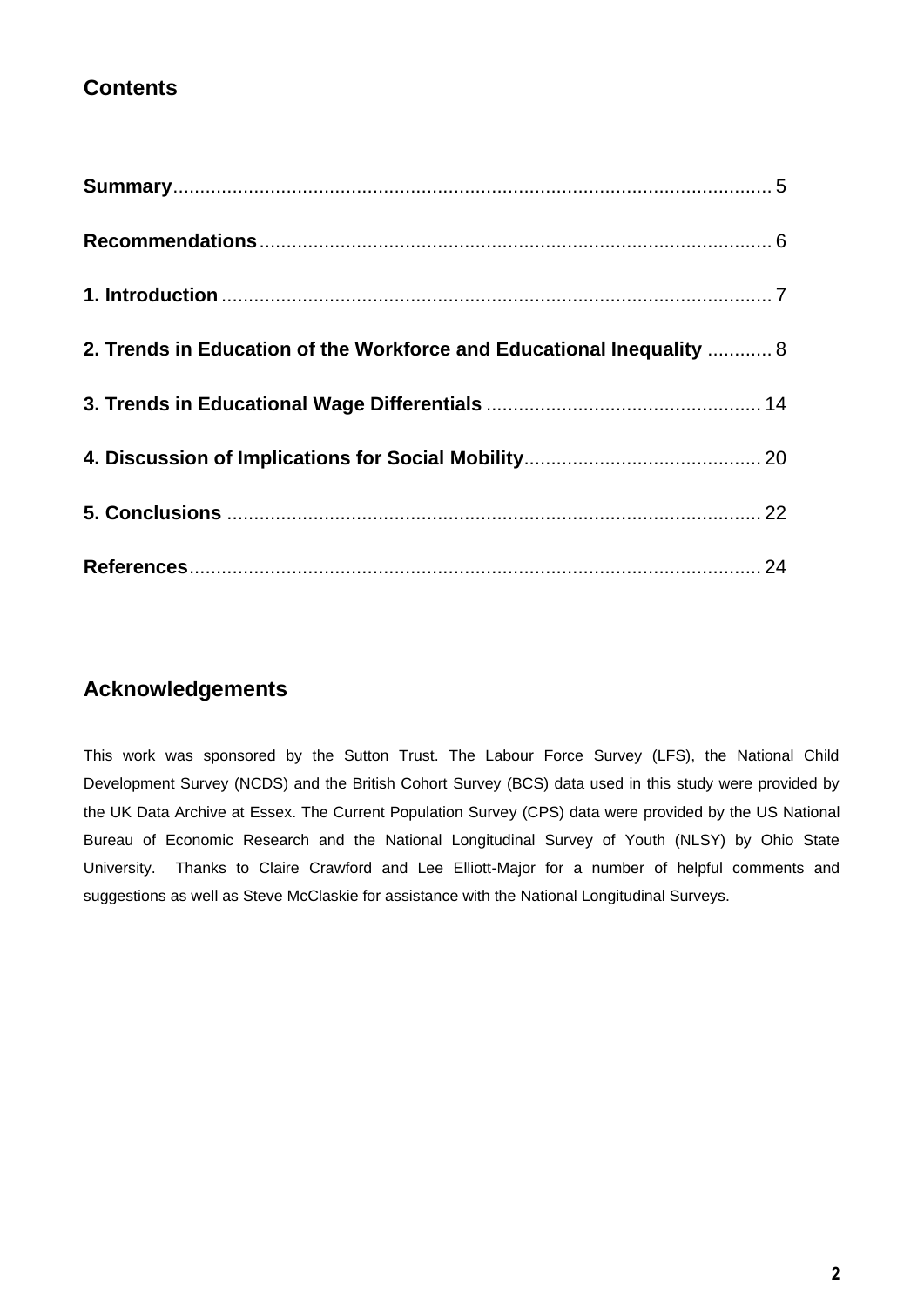## Contents

**Summary** .......... 5

**Recommendations** .......... 6

**1. Introduction** .......... 7

**2. Trends in Education of the Workforce and Educational Inequality** .......... 8

**3. Trends in Educational Wage Differentials** .......... 14

**4. Discussion of Implications for Social Mobility** .......... 20

**5. Conclusions** .......... 22

**References** .......... 24

## Acknowledgements

This work was sponsored by the Sutton Trust. The Labour Force Survey (LFS), the National Child Development Survey (NCDS) and the British Cohort Survey (BCS) data used in this study were provided by the UK Data Archive at Essex. The Current Population Survey (CPS) data were provided by the US National Bureau of Economic Research and the National Longitudinal Survey of Youth (NLSY) by Ohio State University. Thanks to Claire Crawford and Lee Elliott-Major for a number of helpful comments and suggestions as well as Steve McClaskie for assistance with the National Longitudinal Surveys.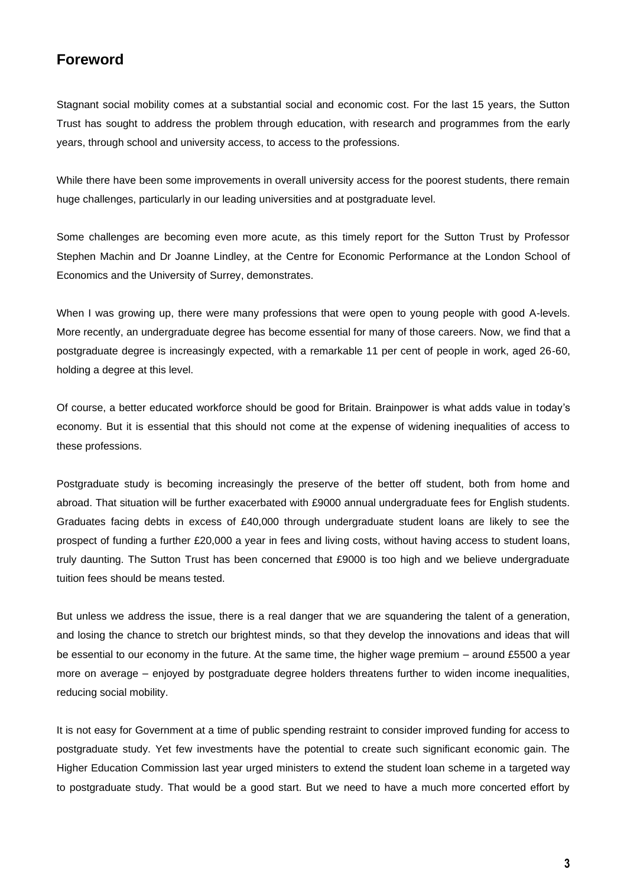## Foreword

Stagnant social mobility comes at a substantial social and economic cost. For the last 15 years, the Sutton Trust has sought to address the problem through education, with research and programmes from the early years, through school and university access, to access to the professions.

While there have been some improvements in overall university access for the poorest students, there remain huge challenges, particularly in our leading universities and at postgraduate level.

Some challenges are becoming even more acute, as this timely report for the Sutton Trust by Professor Stephen Machin and Dr Joanne Lindley, at the Centre for Economic Performance at the London School of Economics and the University of Surrey, demonstrates.

When I was growing up, there were many professions that were open to young people with good A-levels. More recently, an undergraduate degree has become essential for many of those careers. Now, we find that a postgraduate degree is increasingly expected, with a remarkable 11 per cent of people in work, aged 26-60, holding a degree at this level.

Of course, a better educated workforce should be good for Britain. Brainpower is what adds value in today's economy. But it is essential that this should not come at the expense of widening inequalities of access to these professions.

Postgraduate study is becoming increasingly the preserve of the better off student, both from home and abroad. That situation will be further exacerbated with £9000 annual undergraduate fees for English students. Graduates facing debts in excess of £40,000 through undergraduate student loans are likely to see the prospect of funding a further £20,000 a year in fees and living costs, without having access to student loans, truly daunting. The Sutton Trust has been concerned that £9000 is too high and we believe undergraduate tuition fees should be means tested.

But unless we address the issue, there is a real danger that we are squandering the talent of a generation, and losing the chance to stretch our brightest minds, so that they develop the innovations and ideas that will be essential to our economy in the future. At the same time, the higher wage premium – around £5500 a year more on average – enjoyed by postgraduate degree holders threatens further to widen income inequalities, reducing social mobility.

It is not easy for Government at a time of public spending restraint to consider improved funding for access to postgraduate study. Yet few investments have the potential to create such significant economic gain. The Higher Education Commission last year urged ministers to extend the student loan scheme in a targeted way to postgraduate study. That would be a good start. But we need to have a much more concerted effort by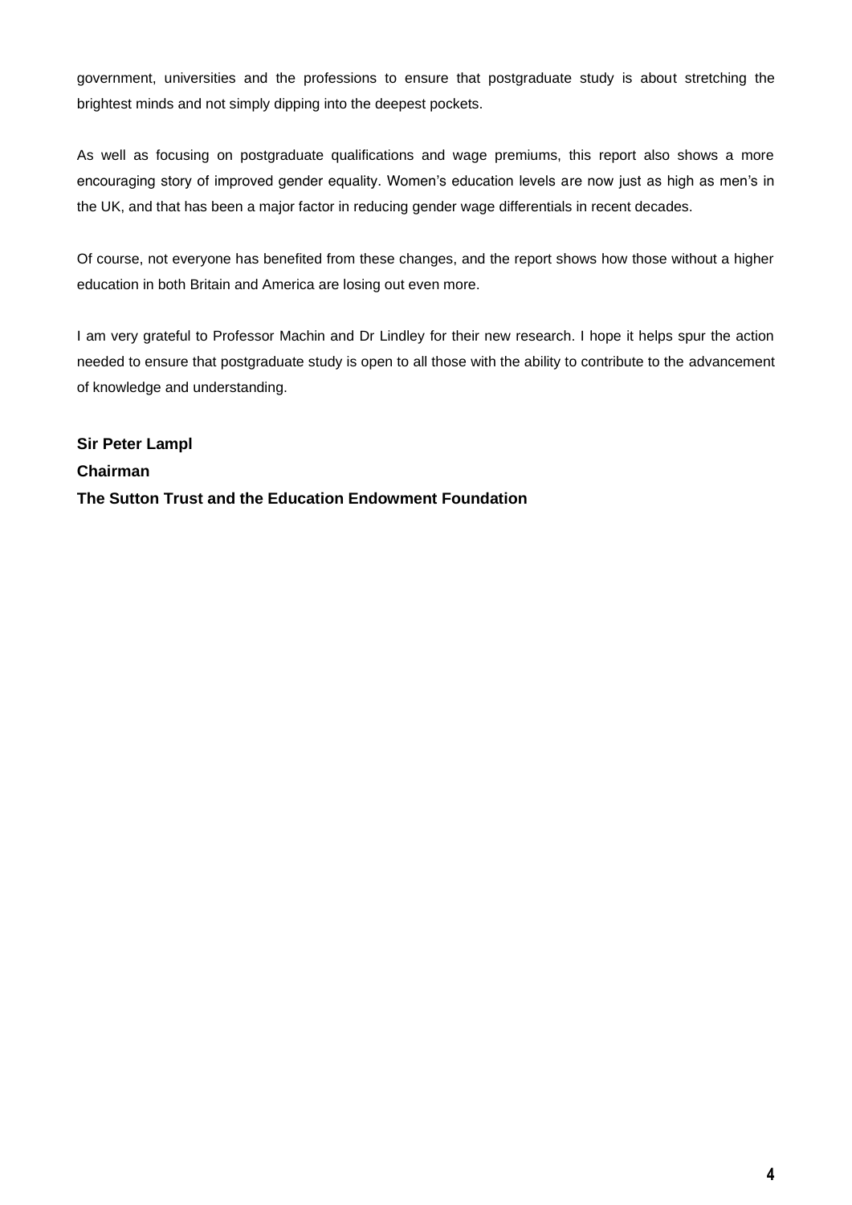government, universities and the professions to ensure that postgraduate study is about stretching the brightest minds and not simply dipping into the deepest pockets.

As well as focusing on postgraduate qualifications and wage premiums, this report also shows a more encouraging story of improved gender equality. Women's education levels are now just as high as men's in the UK, and that has been a major factor in reducing gender wage differentials in recent decades.

Of course, not everyone has benefited from these changes, and the report shows how those without a higher education in both Britain and America are losing out even more.

I am very grateful to Professor Machin and Dr Lindley for their new research. I hope it helps spur the action needed to ensure that postgraduate study is open to all those with the ability to contribute to the advancement of knowledge and understanding.

**Sir Peter Lampl**
**Chairman**
**The Sutton Trust and the Education Endowment Foundation**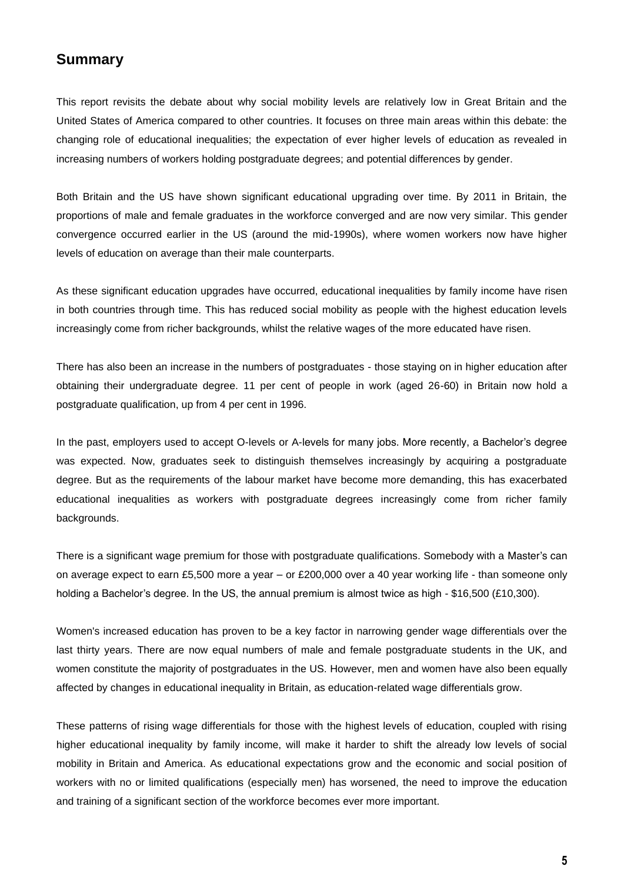## Summary

This report revisits the debate about why social mobility levels are relatively low in Great Britain and the United States of America compared to other countries. It focuses on three main areas within this debate: the changing role of educational inequalities; the expectation of ever higher levels of education as revealed in increasing numbers of workers holding postgraduate degrees; and potential differences by gender.

Both Britain and the US have shown significant educational upgrading over time. By 2011 in Britain, the proportions of male and female graduates in the workforce converged and are now very similar. This gender convergence occurred earlier in the US (around the mid-1990s), where women workers now have higher levels of education on average than their male counterparts.

As these significant education upgrades have occurred, educational inequalities by family income have risen in both countries through time. This has reduced social mobility as people with the highest education levels increasingly come from richer backgrounds, whilst the relative wages of the more educated have risen.

There has also been an increase in the numbers of postgraduates - those staying on in higher education after obtaining their undergraduate degree. 11 per cent of people in work (aged 26-60) in Britain now hold a postgraduate qualification, up from 4 per cent in 1996.

In the past, employers used to accept O-levels or A-levels for many jobs. More recently, a Bachelor's degree was expected. Now, graduates seek to distinguish themselves increasingly by acquiring a postgraduate degree. But as the requirements of the labour market have become more demanding, this has exacerbated educational inequalities as workers with postgraduate degrees increasingly come from richer family backgrounds.

There is a significant wage premium for those with postgraduate qualifications. Somebody with a Master's can on average expect to earn £5,500 more a year – or £200,000 over a 40 year working life - than someone only holding a Bachelor's degree. In the US, the annual premium is almost twice as high - $16,500 (£10,300).

Women's increased education has proven to be a key factor in narrowing gender wage differentials over the last thirty years. There are now equal numbers of male and female postgraduate students in the UK, and women constitute the majority of postgraduates in the US. However, men and women have also been equally affected by changes in educational inequality in Britain, as education-related wage differentials grow.

These patterns of rising wage differentials for those with the highest levels of education, coupled with rising higher educational inequality by family income, will make it harder to shift the already low levels of social mobility in Britain and America. As educational expectations grow and the economic and social position of workers with no or limited qualifications (especially men) has worsened, the need to improve the education and training of a significant section of the workforce becomes ever more important.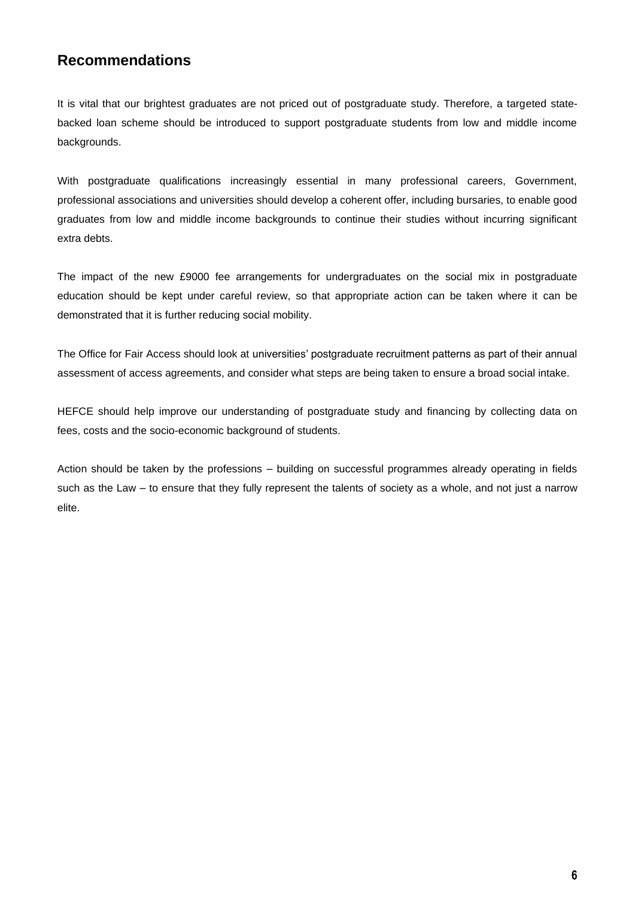## Recommendations

It is vital that our brightest graduates are not priced out of postgraduate study. Therefore, a targeted state-backed loan scheme should be introduced to support postgraduate students from low and middle income backgrounds.

With postgraduate qualifications increasingly essential in many professional careers, Government, professional associations and universities should develop a coherent offer, including bursaries, to enable good graduates from low and middle income backgrounds to continue their studies without incurring significant extra debts.

The impact of the new £9000 fee arrangements for undergraduates on the social mix in postgraduate education should be kept under careful review, so that appropriate action can be taken where it can be demonstrated that it is further reducing social mobility.

The Office for Fair Access should look at universities' postgraduate recruitment patterns as part of their annual assessment of access agreements, and consider what steps are being taken to ensure a broad social intake.

HEFCE should help improve our understanding of postgraduate study and financing by collecting data on fees, costs and the socio-economic background of students.

Action should be taken by the professions – building on successful programmes already operating in fields such as the Law – to ensure that they fully represent the talents of society as a whole, and not just a narrow elite.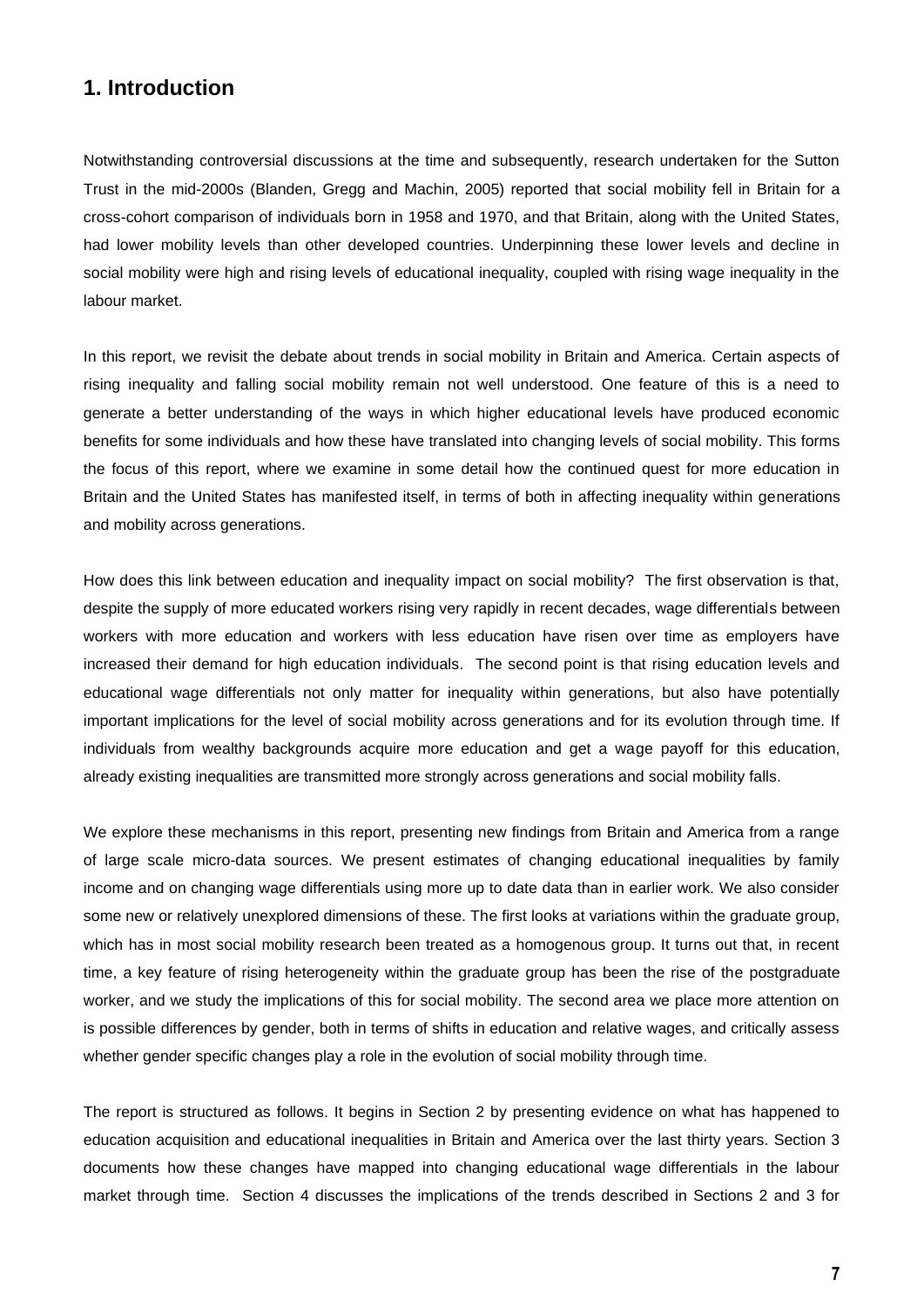## 1. Introduction

Notwithstanding controversial discussions at the time and subsequently, research undertaken for the Sutton Trust in the mid-2000s (Blanden, Gregg and Machin, 2005) reported that social mobility fell in Britain for a cross-cohort comparison of individuals born in 1958 and 1970, and that Britain, along with the United States, had lower mobility levels than other developed countries. Underpinning these lower levels and decline in social mobility were high and rising levels of educational inequality, coupled with rising wage inequality in the labour market.

In this report, we revisit the debate about trends in social mobility in Britain and America. Certain aspects of rising inequality and falling social mobility remain not well understood. One feature of this is a need to generate a better understanding of the ways in which higher educational levels have produced economic benefits for some individuals and how these have translated into changing levels of social mobility. This forms the focus of this report, where we examine in some detail how the continued quest for more education in Britain and the United States has manifested itself, in terms of both in affecting inequality within generations and mobility across generations.

How does this link between education and inequality impact on social mobility? The first observation is that, despite the supply of more educated workers rising very rapidly in recent decades, wage differentials between workers with more education and workers with less education have risen over time as employers have increased their demand for high education individuals. The second point is that rising education levels and educational wage differentials not only matter for inequality within generations, but also have potentially important implications for the level of social mobility across generations and for its evolution through time. If individuals from wealthy backgrounds acquire more education and get a wage payoff for this education, already existing inequalities are transmitted more strongly across generations and social mobility falls.

We explore these mechanisms in this report, presenting new findings from Britain and America from a range of large scale micro-data sources. We present estimates of changing educational inequalities by family income and on changing wage differentials using more up to date data than in earlier work. We also consider some new or relatively unexplored dimensions of these. The first looks at variations within the graduate group, which has in most social mobility research been treated as a homogenous group. It turns out that, in recent time, a key feature of rising heterogeneity within the graduate group has been the rise of the postgraduate worker, and we study the implications of this for social mobility. The second area we place more attention on is possible differences by gender, both in terms of shifts in education and relative wages, and critically assess whether gender specific changes play a role in the evolution of social mobility through time.

The report is structured as follows. It begins in Section 2 by presenting evidence on what has happened to education acquisition and educational inequalities in Britain and America over the last thirty years. Section 3 documents how these changes have mapped into changing educational wage differentials in the labour market through time. Section 4 discusses the implications of the trends described in Sections 2 and 3 for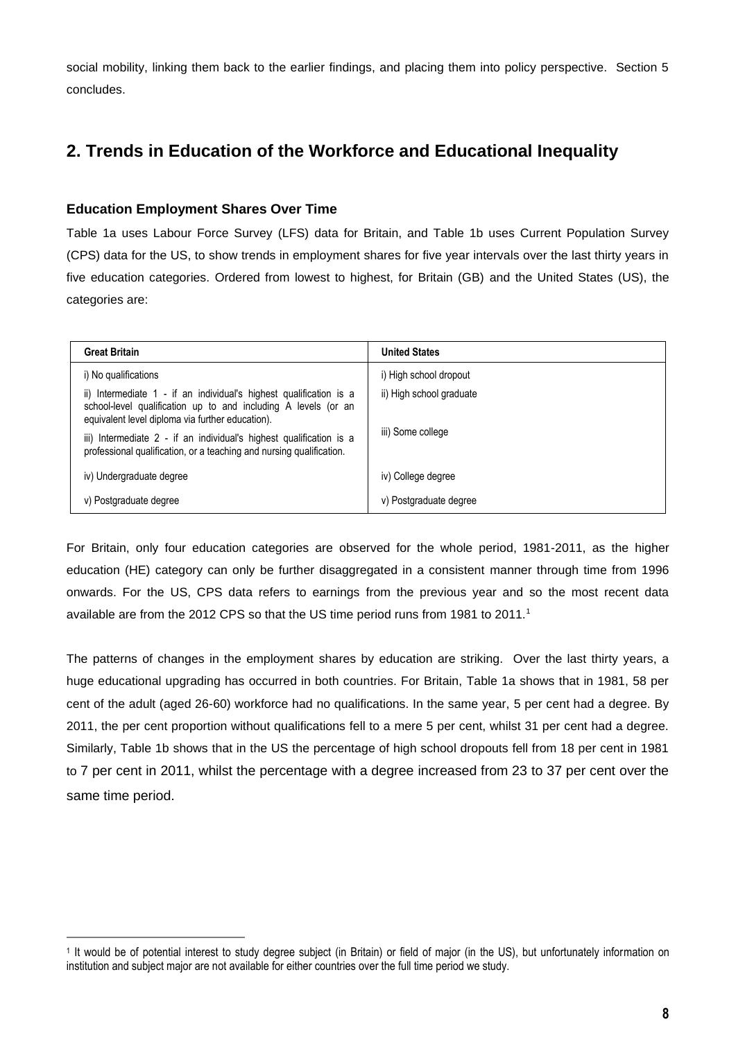social mobility, linking them back to the earlier findings, and placing them into policy perspective. Section 5 concludes.

## 2. Trends in Education of the Workforce and Educational Inequality

### Education Employment Shares Over Time

Table 1a uses Labour Force Survey (LFS) data for Britain, and Table 1b uses Current Population Survey (CPS) data for the US, to show trends in employment shares for five year intervals over the last thirty years in five education categories. Ordered from lowest to highest, for Britain (GB) and the United States (US), the categories are:

| Great Britain | United States |
|---|---|
| i) No qualifications | i) High school dropout |
| ii) Intermediate 1 - if an individual's highest qualification is a school-level qualification up to and including A levels (or an equivalent level diploma via further education). | ii) High school graduate |
| iii) Intermediate 2 - if an individual's highest qualification is a professional qualification, or a teaching and nursing qualification. | iii) Some college |
| iv) Undergraduate degree | iv) College degree |
| v) Postgraduate degree | v) Postgraduate degree |

For Britain, only four education categories are observed for the whole period, 1981-2011, as the higher education (HE) category can only be further disaggregated in a consistent manner through time from 1996 onwards. For the US, CPS data refers to earnings from the previous year and so the most recent data available are from the 2012 CPS so that the US time period runs from 1981 to 2011.[1]

The patterns of changes in the employment shares by education are striking. Over the last thirty years, a huge educational upgrading has occurred in both countries. For Britain, Table 1a shows that in 1981, 58 per cent of the adult (aged 26-60) workforce had no qualifications. In the same year, 5 per cent had a degree. By 2011, the per cent proportion without qualifications fell to a mere 5 per cent, whilst 31 per cent had a degree. Similarly, Table 1b shows that in the US the percentage of high school dropouts fell from 18 per cent in 1981 to 7 per cent in 2011, whilst the percentage with a degree increased from 23 to 37 per cent over the same time period.

[1] It would be of potential interest to study degree subject (in Britain) or field of major (in the US), but unfortunately information on institution and subject major are not available for either countries over the full time period we study.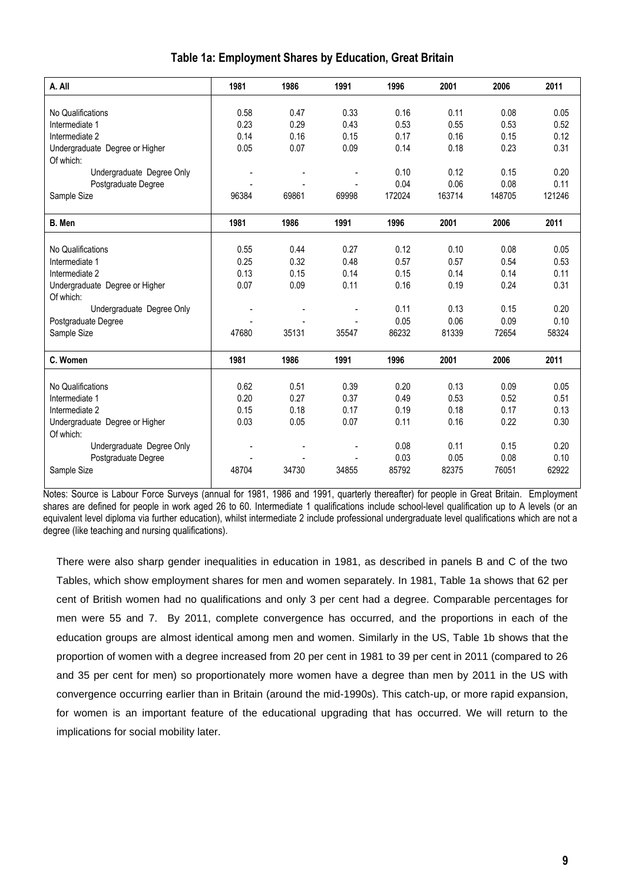### Table 1a: Employment Shares by Education, Great Britain

| A. All | 1981 | 1986 | 1991 | 1996 | 2001 | 2006 | 2011 |
|---|---|---|---|---|---|---|---|
| No Qualifications | 0.58 | 0.47 | 0.33 | 0.16 | 0.11 | 0.08 | 0.05 |
| Intermediate 1 | 0.23 | 0.29 | 0.43 | 0.53 | 0.55 | 0.53 | 0.52 |
| Intermediate 2 | 0.14 | 0.16 | 0.15 | 0.17 | 0.16 | 0.15 | 0.12 |
| Undergraduate Degree or Higher | 0.05 | 0.07 | 0.09 | 0.14 | 0.18 | 0.23 | 0.31 |
| Of which: | | | | | | | |
| Undergraduate Degree Only | - | - | - | 0.10 | 0.12 | 0.15 | 0.20 |
| Postgraduate Degree | - | - | - | 0.04 | 0.06 | 0.08 | 0.11 |
| Sample Size | 96384 | 69861 | 69998 | 172024 | 163714 | 148705 | 121246 |
| **B. Men** | **1981** | **1986** | **1991** | **1996** | **2001** | **2006** | **2011** |
| No Qualifications | 0.55 | 0.44 | 0.27 | 0.12 | 0.10 | 0.08 | 0.05 |
| Intermediate 1 | 0.25 | 0.32 | 0.48 | 0.57 | 0.57 | 0.54 | 0.53 |
| Intermediate 2 | 0.13 | 0.15 | 0.14 | 0.15 | 0.14 | 0.14 | 0.11 |
| Undergraduate Degree or Higher | 0.07 | 0.09 | 0.11 | 0.16 | 0.19 | 0.24 | 0.31 |
| Of which: | | | | | | | |
| Undergraduate Degree Only | - | - | - | 0.11 | 0.13 | 0.15 | 0.20 |
| Postgraduate Degree | - | - | - | 0.05 | 0.06 | 0.09 | 0.10 |
| Sample Size | 47680 | 35131 | 35547 | 86232 | 81339 | 72654 | 58324 |
| **C. Women** | **1981** | **1986** | **1991** | **1996** | **2001** | **2006** | **2011** |
| No Qualifications | 0.62 | 0.51 | 0.39 | 0.20 | 0.13 | 0.09 | 0.05 |
| Intermediate 1 | 0.20 | 0.27 | 0.37 | 0.49 | 0.53 | 0.52 | 0.51 |
| Intermediate 2 | 0.15 | 0.18 | 0.17 | 0.19 | 0.18 | 0.17 | 0.13 |
| Undergraduate Degree or Higher | 0.03 | 0.05 | 0.07 | 0.11 | 0.16 | 0.22 | 0.30 |
| Of which: | | | | | | | |
| Undergraduate Degree Only | - | - | - | 0.08 | 0.11 | 0.15 | 0.20 |
| Postgraduate Degree | - | - | - | 0.03 | 0.05 | 0.08 | 0.10 |
| Sample Size | 48704 | 34730 | 34855 | 85792 | 82375 | 76051 | 62922 |

Notes: Source is Labour Force Surveys (annual for 1981, 1986 and 1991, quarterly thereafter) for people in Great Britain. Employment shares are defined for people in work aged 26 to 60. Intermediate 1 qualifications include school-level qualification up to A levels (or an equivalent level diploma via further education), whilst intermediate 2 include professional undergraduate level qualifications which are not a degree (like teaching and nursing qualifications).

There were also sharp gender inequalities in education in 1981, as described in panels B and C of the two Tables, which show employment shares for men and women separately. In 1981, Table 1a shows that 62 per cent of British women had no qualifications and only 3 per cent had a degree. Comparable percentages for men were 55 and 7. By 2011, complete convergence has occurred, and the proportions in each of the education groups are almost identical among men and women. Similarly in the US, Table 1b shows that the proportion of women with a degree increased from 20 per cent in 1981 to 39 per cent in 2011 (compared to 26 and 35 per cent for men) so proportionately more women have a degree than men by 2011 in the US with convergence occurring earlier than in Britain (around the mid-1990s). This catch-up, or more rapid expansion, for women is an important feature of the educational upgrading that has occurred. We will return to the implications for social mobility later.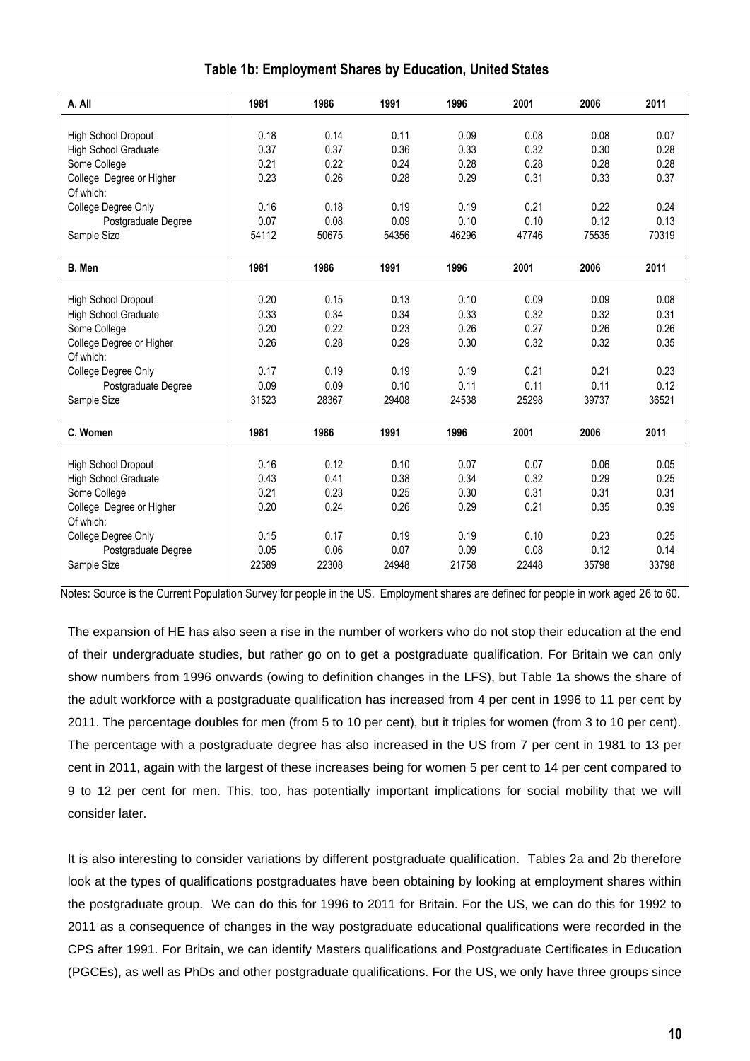**Table 1b: Employment Shares by Education, United States**

| A. All | 1981 | 1986 | 1991 | 1996 | 2001 | 2006 | 2011 |
|---|---|---|---|---|---|---|---|
| High School Dropout | 0.18 | 0.14 | 0.11 | 0.09 | 0.08 | 0.08 | 0.07 |
| High School Graduate | 0.37 | 0.37 | 0.36 | 0.33 | 0.32 | 0.30 | 0.28 |
| Some College | 0.21 | 0.22 | 0.24 | 0.28 | 0.28 | 0.28 | 0.28 |
| College Degree or Higher | 0.23 | 0.26 | 0.28 | 0.29 | 0.31 | 0.33 | 0.37 |
| Of which: | | | | | | | |
| College Degree Only | 0.16 | 0.18 | 0.19 | 0.19 | 0.21 | 0.22 | 0.24 |
| Postgraduate Degree | 0.07 | 0.08 | 0.09 | 0.10 | 0.10 | 0.12 | 0.13 |
| Sample Size | 54112 | 50675 | 54356 | 46296 | 47746 | 75535 | 70319 |
| **B. Men** | **1981** | **1986** | **1991** | **1996** | **2001** | **2006** | **2011** |
| High School Dropout | 0.20 | 0.15 | 0.13 | 0.10 | 0.09 | 0.09 | 0.08 |
| High School Graduate | 0.33 | 0.34 | 0.34 | 0.33 | 0.32 | 0.32 | 0.31 |
| Some College | 0.20 | 0.22 | 0.23 | 0.26 | 0.27 | 0.26 | 0.26 |
| College Degree or Higher | 0.26 | 0.28 | 0.29 | 0.30 | 0.32 | 0.32 | 0.35 |
| Of which: | | | | | | | |
| College Degree Only | 0.17 | 0.19 | 0.19 | 0.19 | 0.21 | 0.21 | 0.23 |
| Postgraduate Degree | 0.09 | 0.09 | 0.10 | 0.11 | 0.11 | 0.11 | 0.12 |
| Sample Size | 31523 | 28367 | 29408 | 24538 | 25298 | 39737 | 36521 |
| **C. Women** | **1981** | **1986** | **1991** | **1996** | **2001** | **2006** | **2011** |
| High School Dropout | 0.16 | 0.12 | 0.10 | 0.07 | 0.07 | 0.06 | 0.05 |
| High School Graduate | 0.43 | 0.41 | 0.38 | 0.34 | 0.32 | 0.29 | 0.25 |
| Some College | 0.21 | 0.23 | 0.25 | 0.30 | 0.31 | 0.31 | 0.31 |
| College Degree or Higher | 0.20 | 0.24 | 0.26 | 0.29 | 0.21 | 0.35 | 0.39 |
| Of which: | | | | | | | |
| College Degree Only | 0.15 | 0.17 | 0.19 | 0.19 | 0.10 | 0.23 | 0.25 |
| Postgraduate Degree | 0.05 | 0.06 | 0.07 | 0.09 | 0.08 | 0.12 | 0.14 |
| Sample Size | 22589 | 22308 | 24948 | 21758 | 22448 | 35798 | 33798 |

Notes: Source is the Current Population Survey for people in the US. Employment shares are defined for people in work aged 26 to 60.

The expansion of HE has also seen a rise in the number of workers who do not stop their education at the end of their undergraduate studies, but rather go on to get a postgraduate qualification. For Britain we can only show numbers from 1996 onwards (owing to definition changes in the LFS), but Table 1a shows the share of the adult workforce with a postgraduate qualification has increased from 4 per cent in 1996 to 11 per cent by 2011. The percentage doubles for men (from 5 to 10 per cent), but it triples for women (from 3 to 10 per cent). The percentage with a postgraduate degree has also increased in the US from 7 per cent in 1981 to 13 per cent in 2011, again with the largest of these increases being for women 5 per cent to 14 per cent compared to 9 to 12 per cent for men. This, too, has potentially important implications for social mobility that we will consider later.

It is also interesting to consider variations by different postgraduate qualification. Tables 2a and 2b therefore look at the types of qualifications postgraduates have been obtaining by looking at employment shares within the postgraduate group. We can do this for 1996 to 2011 for Britain. For the US, we can do this for 1992 to 2011 as a consequence of changes in the way postgraduate educational qualifications were recorded in the CPS after 1991. For Britain, we can identify Masters qualifications and Postgraduate Certificates in Education (PGCEs), as well as PhDs and other postgraduate qualifications. For the US, we only have three groups since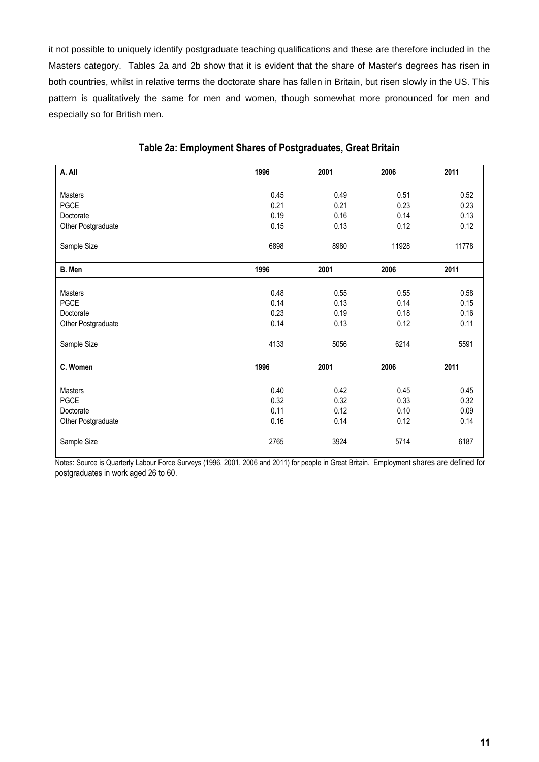it not possible to uniquely identify postgraduate teaching qualifications and these are therefore included in the Masters category. Tables 2a and 2b show that it is evident that the share of Master's degrees has risen in both countries, whilst in relative terms the doctorate share has fallen in Britain, but risen slowly in the US. This pattern is qualitatively the same for men and women, though somewhat more pronounced for men and especially so for British men.

**Table 2a: Employment Shares of Postgraduates, Great Britain**

| **A. All** | **1996** | **2001** | **2006** | **2011** |
|---|---|---|---|---|
| Masters | 0.45 | 0.49 | 0.51 | 0.52 |
| PGCE | 0.21 | 0.21 | 0.23 | 0.23 |
| Doctorate | 0.19 | 0.16 | 0.14 | 0.13 |
| Other Postgraduate | 0.15 | 0.13 | 0.12 | 0.12 |
| Sample Size | 6898 | 8980 | 11928 | 11778 |
| **B. Men** | **1996** | **2001** | **2006** | **2011** |
| Masters | 0.48 | 0.55 | 0.55 | 0.58 |
| PGCE | 0.14 | 0.13 | 0.14 | 0.15 |
| Doctorate | 0.23 | 0.19 | 0.18 | 0.16 |
| Other Postgraduate | 0.14 | 0.13 | 0.12 | 0.11 |
| Sample Size | 4133 | 5056 | 6214 | 5591 |
| **C. Women** | **1996** | **2001** | **2006** | **2011** |
| Masters | 0.40 | 0.42 | 0.45 | 0.45 |
| PGCE | 0.32 | 0.32 | 0.33 | 0.32 |
| Doctorate | 0.11 | 0.12 | 0.10 | 0.09 |
| Other Postgraduate | 0.16 | 0.14 | 0.12 | 0.14 |
| Sample Size | 2765 | 3924 | 5714 | 6187 |

Notes: Source is Quarterly Labour Force Surveys (1996, 2001, 2006 and 2011) for people in Great Britain. Employment shares are defined for postgraduates in work aged 26 to 60.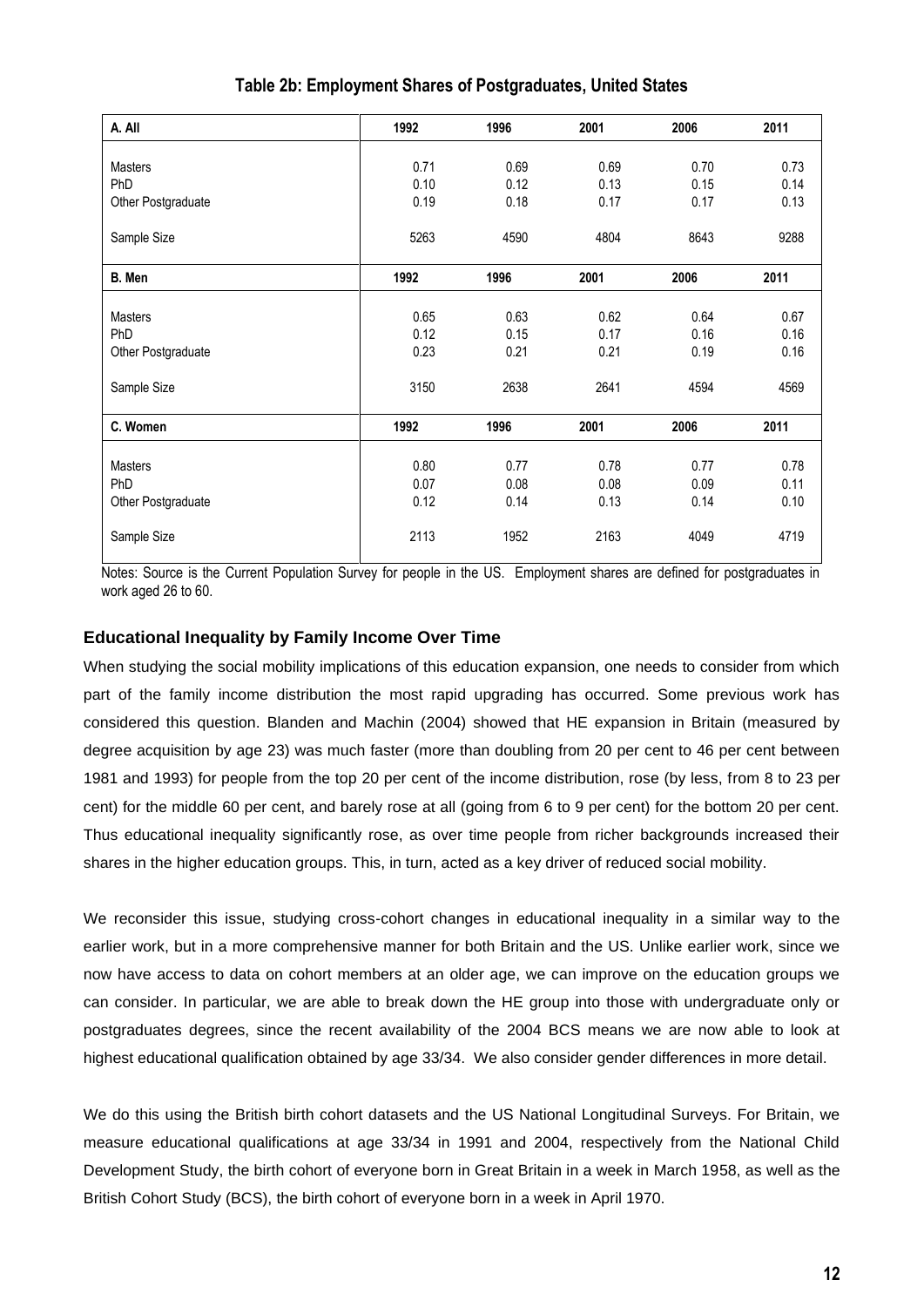**Table 2b: Employment Shares of Postgraduates, United States**

| A. All | 1992 | 1996 | 2001 | 2006 | 2011 |
|---|---|---|---|---|---|
| Masters | 0.71 | 0.69 | 0.69 | 0.70 | 0.73 |
| PhD | 0.10 | 0.12 | 0.13 | 0.15 | 0.14 |
| Other Postgraduate | 0.19 | 0.18 | 0.17 | 0.17 | 0.13 |
| Sample Size | 5263 | 4590 | 4804 | 8643 | 9288 |
| **B. Men** | **1992** | **1996** | **2001** | **2006** | **2011** |
| Masters | 0.65 | 0.63 | 0.62 | 0.64 | 0.67 |
| PhD | 0.12 | 0.15 | 0.17 | 0.16 | 0.16 |
| Other Postgraduate | 0.23 | 0.21 | 0.21 | 0.19 | 0.16 |
| Sample Size | 3150 | 2638 | 2641 | 4594 | 4569 |
| **C. Women** | **1992** | **1996** | **2001** | **2006** | **2011** |
| Masters | 0.80 | 0.77 | 0.78 | 0.77 | 0.78 |
| PhD | 0.07 | 0.08 | 0.08 | 0.09 | 0.11 |
| Other Postgraduate | 0.12 | 0.14 | 0.13 | 0.14 | 0.10 |
| Sample Size | 2113 | 1952 | 2163 | 4049 | 4719 |

Notes: Source is the Current Population Survey for people in the US. Employment shares are defined for postgraduates in work aged 26 to 60.

### Educational Inequality by Family Income Over Time

When studying the social mobility implications of this education expansion, one needs to consider from which part of the family income distribution the most rapid upgrading has occurred. Some previous work has considered this question. Blanden and Machin (2004) showed that HE expansion in Britain (measured by degree acquisition by age 23) was much faster (more than doubling from 20 per cent to 46 per cent between 1981 and 1993) for people from the top 20 per cent of the income distribution, rose (by less, from 8 to 23 per cent) for the middle 60 per cent, and barely rose at all (going from 6 to 9 per cent) for the bottom 20 per cent. Thus educational inequality significantly rose, as over time people from richer backgrounds increased their shares in the higher education groups. This, in turn, acted as a key driver of reduced social mobility.

We reconsider this issue, studying cross-cohort changes in educational inequality in a similar way to the earlier work, but in a more comprehensive manner for both Britain and the US. Unlike earlier work, since we now have access to data on cohort members at an older age, we can improve on the education groups we can consider. In particular, we are able to break down the HE group into those with undergraduate only or postgraduates degrees, since the recent availability of the 2004 BCS means we are now able to look at highest educational qualification obtained by age 33/34. We also consider gender differences in more detail.

We do this using the British birth cohort datasets and the US National Longitudinal Surveys. For Britain, we measure educational qualifications at age 33/34 in 1991 and 2004, respectively from the National Child Development Study, the birth cohort of everyone born in Great Britain in a week in March 1958, as well as the British Cohort Study (BCS), the birth cohort of everyone born in a week in April 1970.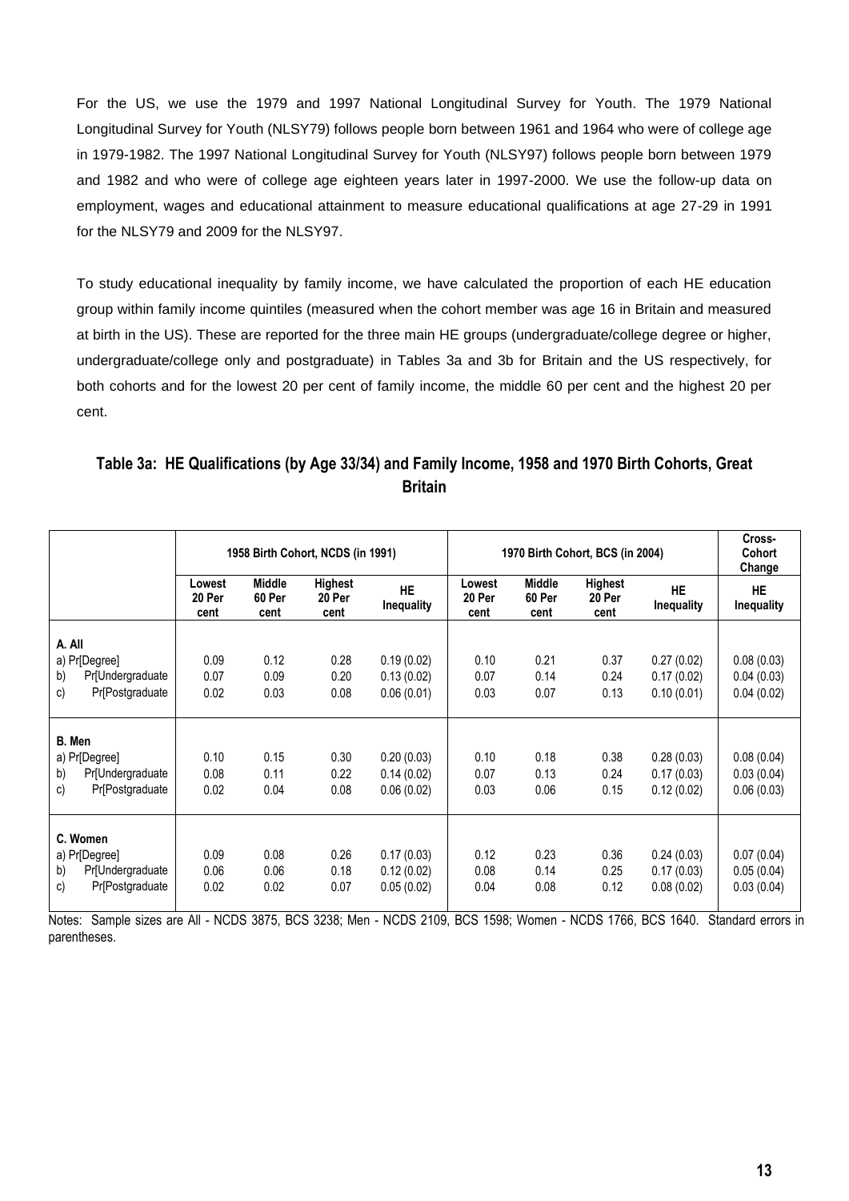For the US, we use the 1979 and 1997 National Longitudinal Survey for Youth. The 1979 National Longitudinal Survey for Youth (NLSY79) follows people born between 1961 and 1964 who were of college age in 1979-1982. The 1997 National Longitudinal Survey for Youth (NLSY97) follows people born between 1979 and 1982 and who were of college age eighteen years later in 1997-2000. We use the follow-up data on employment, wages and educational attainment to measure educational qualifications at age 27-29 in 1991 for the NLSY79 and 2009 for the NLSY97.

To study educational inequality by family income, we have calculated the proportion of each HE education group within family income quintiles (measured when the cohort member was age 16 in Britain and measured at birth in the US). These are reported for the three main HE groups (undergraduate/college degree or higher, undergraduate/college only and postgraduate) in Tables 3a and 3b for Britain and the US respectively, for both cohorts and for the lowest 20 per cent of family income, the middle 60 per cent and the highest 20 per cent.

**Table 3a: HE Qualifications (by Age 33/34) and Family Income, 1958 and 1970 Birth Cohorts, Great Britain**

| | 1958 Birth Cohort, NCDS (in 1991) | | | | 1970 Birth Cohort, BCS (in 2004) | | | | Cross-Cohort Change |
|---|---|---|---|---|---|---|---|---|---|
| | Lowest 20 Per cent | Middle 60 Per cent | Highest 20 Per cent | HE Inequality | Lowest 20 Per cent | Middle 60 Per cent | Highest 20 Per cent | HE Inequality | HE Inequality |
| **A. All** | | | | | | | | | |
| a) Pr[Degree] | 0.09 | 0.12 | 0.28 | 0.19 (0.02) | 0.10 | 0.21 | 0.37 | 0.27 (0.02) | 0.08 (0.03) |
| b) Pr[Undergraduate | 0.07 | 0.09 | 0.20 | 0.13 (0.02) | 0.07 | 0.14 | 0.24 | 0.17 (0.02) | 0.04 (0.03) |
| c) Pr[Postgraduate | 0.02 | 0.03 | 0.08 | 0.06 (0.01) | 0.03 | 0.07 | 0.13 | 0.10 (0.01) | 0.04 (0.02) |
| **B. Men** | | | | | | | | | |
| a) Pr[Degree] | 0.10 | 0.15 | 0.30 | 0.20 (0.03) | 0.10 | 0.18 | 0.38 | 0.28 (0.03) | 0.08 (0.04) |
| b) Pr[Undergraduate | 0.08 | 0.11 | 0.22 | 0.14 (0.02) | 0.07 | 0.13 | 0.24 | 0.17 (0.03) | 0.03 (0.04) |
| c) Pr[Postgraduate | 0.02 | 0.04 | 0.08 | 0.06 (0.02) | 0.03 | 0.06 | 0.15 | 0.12 (0.02) | 0.06 (0.03) |
| **C. Women** | | | | | | | | | |
| a) Pr[Degree] | 0.09 | 0.08 | 0.26 | 0.17 (0.03) | 0.12 | 0.23 | 0.36 | 0.24 (0.03) | 0.07 (0.04) |
| b) Pr[Undergraduate | 0.06 | 0.06 | 0.18 | 0.12 (0.02) | 0.08 | 0.14 | 0.25 | 0.17 (0.03) | 0.05 (0.04) |
| c) Pr[Postgraduate | 0.02 | 0.02 | 0.07 | 0.05 (0.02) | 0.04 | 0.08 | 0.12 | 0.08 (0.02) | 0.03 (0.04) |

Notes: Sample sizes are All - NCDS 3875, BCS 3238; Men - NCDS 2109, BCS 1598; Women - NCDS 1766, BCS 1640. Standard errors in parentheses.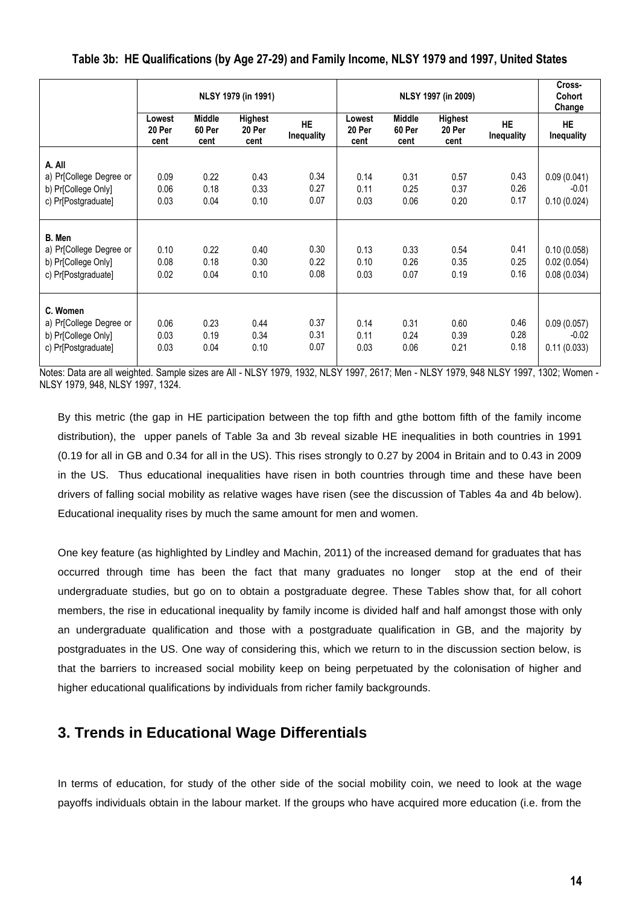**Table 3b: HE Qualifications (by Age 27-29) and Family Income, NLSY 1979 and 1997, United States**

| | NLSY 1979 (in 1991) | | | | NLSY 1997 (in 2009) | | | | Cross-Cohort Change |
|---|---|---|---|---|---|---|---|---|---|
| | Lowest 20 Per cent | Middle 60 Per cent | Highest 20 Per cent | HE Inequality | Lowest 20 Per cent | Middle 60 Per cent | Highest 20 Per cent | HE Inequality | HE Inequality |
| **A. All** | | | | | | | | | |
| a) Pr[College Degree or | 0.09 | 0.22 | 0.43 | 0.34 | 0.14 | 0.31 | 0.57 | 0.43 | 0.09 (0.041) |
| b) Pr[College Only] | 0.06 | 0.18 | 0.33 | 0.27 | 0.11 | 0.25 | 0.37 | 0.26 | -0.01 |
| c) Pr[Postgraduate] | 0.03 | 0.04 | 0.10 | 0.07 | 0.03 | 0.06 | 0.20 | 0.17 | 0.10 (0.024) |
| **B. Men** | | | | | | | | | |
| a) Pr[College Degree or | 0.10 | 0.22 | 0.40 | 0.30 | 0.13 | 0.33 | 0.54 | 0.41 | 0.10 (0.058) |
| b) Pr[College Only] | 0.08 | 0.18 | 0.30 | 0.22 | 0.10 | 0.26 | 0.35 | 0.25 | 0.02 (0.054) |
| c) Pr[Postgraduate] | 0.02 | 0.04 | 0.10 | 0.08 | 0.03 | 0.07 | 0.19 | 0.16 | 0.08 (0.034) |
| **C. Women** | | | | | | | | | |
| a) Pr[College Degree or | 0.06 | 0.23 | 0.44 | 0.37 | 0.14 | 0.31 | 0.60 | 0.46 | 0.09 (0.057) |
| b) Pr[College Only] | 0.03 | 0.19 | 0.34 | 0.31 | 0.11 | 0.24 | 0.39 | 0.28 | -0.02 |
| c) Pr[Postgraduate] | 0.03 | 0.04 | 0.10 | 0.07 | 0.03 | 0.06 | 0.21 | 0.18 | 0.11 (0.033) |

Notes: Data are all weighted. Sample sizes are All - NLSY 1979, 1932, NLSY 1997, 2617; Men - NLSY 1979, 948 NLSY 1997, 1302; Women - NLSY 1979, 948, NLSY 1997, 1324.

By this metric (the gap in HE participation between the top fifth and gthe bottom fifth of the family income distribution), the upper panels of Table 3a and 3b reveal sizable HE inequalities in both countries in 1991 (0.19 for all in GB and 0.34 for all in the US). This rises strongly to 0.27 by 2004 in Britain and to 0.43 in 2009 in the US. Thus educational inequalities have risen in both countries through time and these have been drivers of falling social mobility as relative wages have risen (see the discussion of Tables 4a and 4b below). Educational inequality rises by much the same amount for men and women.

One key feature (as highlighted by Lindley and Machin, 2011) of the increased demand for graduates that has occurred through time has been the fact that many graduates no longer stop at the end of their undergraduate studies, but go on to obtain a postgraduate degree. These Tables show that, for all cohort members, the rise in educational inequality by family income is divided half and half amongst those with only an undergraduate qualification and those with a postgraduate qualification in GB, and the majority by postgraduates in the US. One way of considering this, which we return to in the discussion section below, is that the barriers to increased social mobility keep on being perpetuated by the colonisation of higher and higher educational qualifications by individuals from richer family backgrounds.

## 3. Trends in Educational Wage Differentials

In terms of education, for study of the other side of the social mobility coin, we need to look at the wage payoffs individuals obtain in the labour market. If the groups who have acquired more education (i.e. from the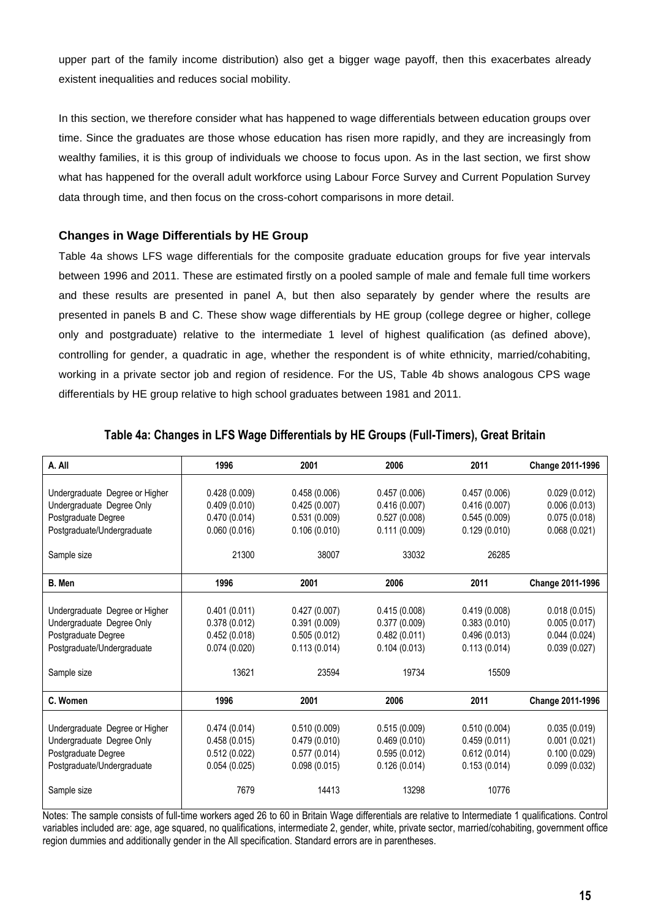upper part of the family income distribution) also get a bigger wage payoff, then this exacerbates already existent inequalities and reduces social mobility.

In this section, we therefore consider what has happened to wage differentials between education groups over time. Since the graduates are those whose education has risen more rapidly, and they are increasingly from wealthy families, it is this group of individuals we choose to focus upon. As in the last section, we first show what has happened for the overall adult workforce using Labour Force Survey and Current Population Survey data through time, and then focus on the cross-cohort comparisons in more detail.

### Changes in Wage Differentials by HE Group

Table 4a shows LFS wage differentials for the composite graduate education groups for five year intervals between 1996 and 2011. These are estimated firstly on a pooled sample of male and female full time workers and these results are presented in panel A, but then also separately by gender where the results are presented in panels B and C. These show wage differentials by HE group (college degree or higher, college only and postgraduate) relative to the intermediate 1 level of highest qualification (as defined above), controlling for gender, a quadratic in age, whether the respondent is of white ethnicity, married/cohabiting, working in a private sector job and region of residence. For the US, Table 4b shows analogous CPS wage differentials by HE group relative to high school graduates between 1981 and 2011.

**Table 4a: Changes in LFS Wage Differentials by HE Groups (Full-Timers), Great Britain**

| **A. All** | **1996** | **2001** | **2006** | **2011** | **Change 2011-1996** |
|---|---|---|---|---|---|
| Undergraduate Degree or Higher | 0.428 (0.009) | 0.458 (0.006) | 0.457 (0.006) | 0.457 (0.006) | 0.029 (0.012) |
| Undergraduate Degree Only | 0.409 (0.010) | 0.425 (0.007) | 0.416 (0.007) | 0.416 (0.007) | 0.006 (0.013) |
| Postgraduate Degree | 0.470 (0.014) | 0.531 (0.009) | 0.527 (0.008) | 0.545 (0.009) | 0.075 (0.018) |
| Postgraduate/Undergraduate | 0.060 (0.016) | 0.106 (0.010) | 0.111 (0.009) | 0.129 (0.010) | 0.068 (0.021) |
| Sample size | 21300 | 38007 | 33032 | 26285 | |
| **B. Men** | **1996** | **2001** | **2006** | **2011** | **Change 2011-1996** |
| Undergraduate Degree or Higher | 0.401 (0.011) | 0.427 (0.007) | 0.415 (0.008) | 0.419 (0.008) | 0.018 (0.015) |
| Undergraduate Degree Only | 0.378 (0.012) | 0.391 (0.009) | 0.377 (0.009) | 0.383 (0.010) | 0.005 (0.017) |
| Postgraduate Degree | 0.452 (0.018) | 0.505 (0.012) | 0.482 (0.011) | 0.496 (0.013) | 0.044 (0.024) |
| Postgraduate/Undergraduate | 0.074 (0.020) | 0.113 (0.014) | 0.104 (0.013) | 0.113 (0.014) | 0.039 (0.027) |
| Sample size | 13621 | 23594 | 19734 | 15509 | |
| **C. Women** | **1996** | **2001** | **2006** | **2011** | **Change 2011-1996** |
| Undergraduate Degree or Higher | 0.474 (0.014) | 0.510 (0.009) | 0.515 (0.009) | 0.510 (0.004) | 0.035 (0.019) |
| Undergraduate Degree Only | 0.458 (0.015) | 0.479 (0.010) | 0.469 (0.010) | 0.459 (0.011) | 0.001 (0.021) |
| Postgraduate Degree | 0.512 (0.022) | 0.577 (0.014) | 0.595 (0.012) | 0.612 (0.014) | 0.100 (0.029) |
| Postgraduate/Undergraduate | 0.054 (0.025) | 0.098 (0.015) | 0.126 (0.014) | 0.153 (0.014) | 0.099 (0.032) |
| Sample size | 7679 | 14413 | 13298 | 10776 | |

Notes: The sample consists of full-time workers aged 26 to 60 in Britain Wage differentials are relative to Intermediate 1 qualifications. Control variables included are: age, age squared, no qualifications, intermediate 2, gender, white, private sector, married/cohabiting, government office region dummies and additionally gender in the All specification. Standard errors are in parentheses.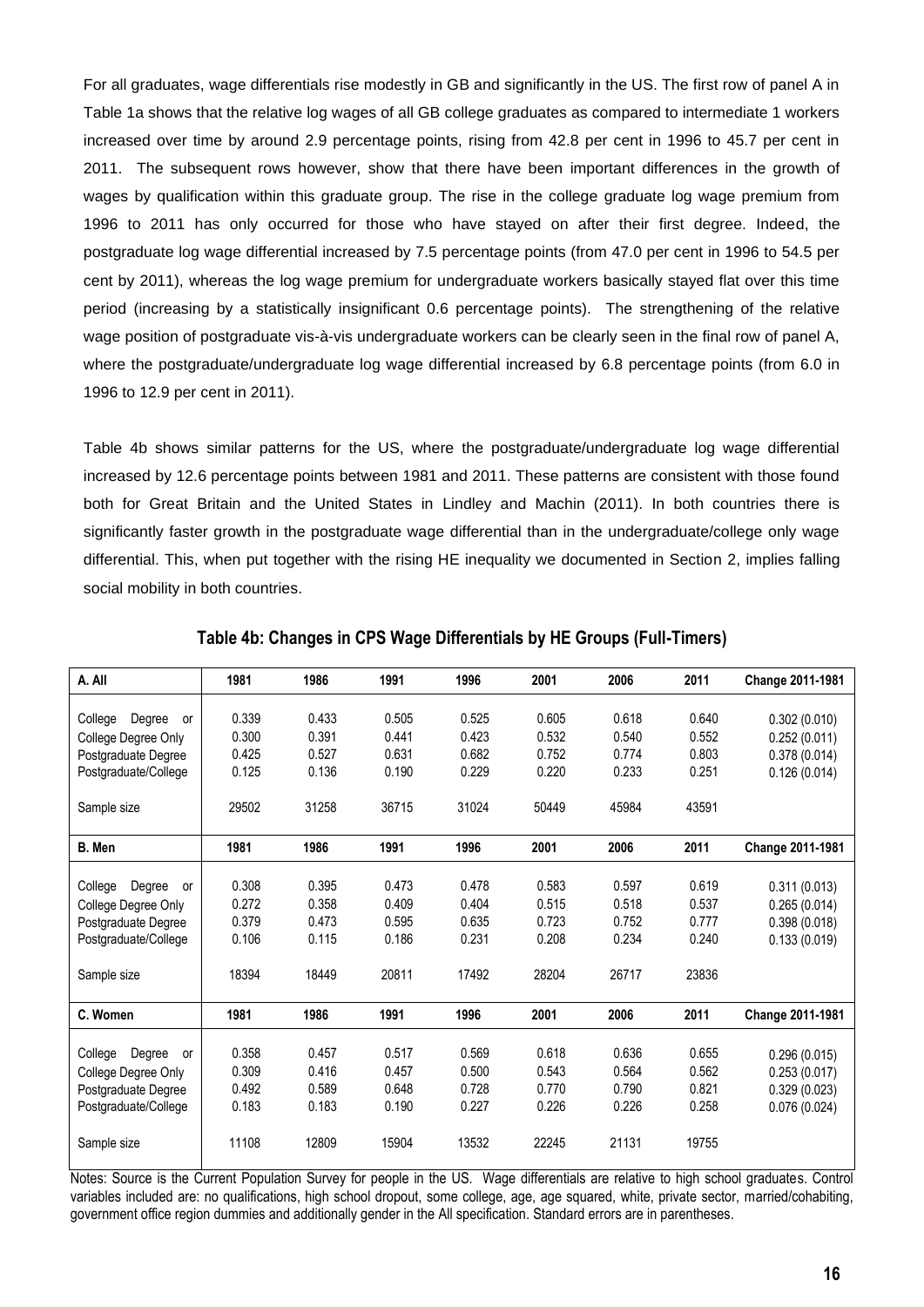For all graduates, wage differentials rise modestly in GB and significantly in the US. The first row of panel A in Table 1a shows that the relative log wages of all GB college graduates as compared to intermediate 1 workers increased over time by around 2.9 percentage points, rising from 42.8 per cent in 1996 to 45.7 per cent in 2011. The subsequent rows however, show that there have been important differences in the growth of wages by qualification within this graduate group. The rise in the college graduate log wage premium from 1996 to 2011 has only occurred for those who have stayed on after their first degree. Indeed, the postgraduate log wage differential increased by 7.5 percentage points (from 47.0 per cent in 1996 to 54.5 per cent by 2011), whereas the log wage premium for undergraduate workers basically stayed flat over this time period (increasing by a statistically insignificant 0.6 percentage points). The strengthening of the relative wage position of postgraduate vis-à-vis undergraduate workers can be clearly seen in the final row of panel A, where the postgraduate/undergraduate log wage differential increased by 6.8 percentage points (from 6.0 in 1996 to 12.9 per cent in 2011).

Table 4b shows similar patterns for the US, where the postgraduate/undergraduate log wage differential increased by 12.6 percentage points between 1981 and 2011. These patterns are consistent with those found both for Great Britain and the United States in Lindley and Machin (2011). In both countries there is significantly faster growth in the postgraduate wage differential than in the undergraduate/college only wage differential. This, when put together with the rising HE inequality we documented in Section 2, implies falling social mobility in both countries.

**Table 4b: Changes in CPS Wage Differentials by HE Groups (Full-Timers)**

| A. All | 1981 | 1986 | 1991 | 1996 | 2001 | 2006 | 2011 | Change 2011-1981 |
|---|---|---|---|---|---|---|---|---|
| College Degree or | 0.339 | 0.433 | 0.505 | 0.525 | 0.605 | 0.618 | 0.640 | 0.302 (0.010) |
| College Degree Only | 0.300 | 0.391 | 0.441 | 0.423 | 0.532 | 0.540 | 0.552 | 0.252 (0.011) |
| Postgraduate Degree | 0.425 | 0.527 | 0.631 | 0.682 | 0.752 | 0.774 | 0.803 | 0.378 (0.014) |
| Postgraduate/College | 0.125 | 0.136 | 0.190 | 0.229 | 0.220 | 0.233 | 0.251 | 0.126 (0.014) |
| Sample size | 29502 | 31258 | 36715 | 31024 | 50449 | 45984 | 43591 | |
| **B. Men** | **1981** | **1986** | **1991** | **1996** | **2001** | **2006** | **2011** | **Change 2011-1981** |
| College Degree or | 0.308 | 0.395 | 0.473 | 0.478 | 0.583 | 0.597 | 0.619 | 0.311 (0.013) |
| College Degree Only | 0.272 | 0.358 | 0.409 | 0.404 | 0.515 | 0.518 | 0.537 | 0.265 (0.014) |
| Postgraduate Degree | 0.379 | 0.473 | 0.595 | 0.635 | 0.723 | 0.752 | 0.777 | 0.398 (0.018) |
| Postgraduate/College | 0.106 | 0.115 | 0.186 | 0.231 | 0.208 | 0.234 | 0.240 | 0.133 (0.019) |
| Sample size | 18394 | 18449 | 20811 | 17492 | 28204 | 26717 | 23836 | |
| **C. Women** | **1981** | **1986** | **1991** | **1996** | **2001** | **2006** | **2011** | **Change 2011-1981** |
| College Degree or | 0.358 | 0.457 | 0.517 | 0.569 | 0.618 | 0.636 | 0.655 | 0.296 (0.015) |
| College Degree Only | 0.309 | 0.416 | 0.457 | 0.500 | 0.543 | 0.564 | 0.562 | 0.253 (0.017) |
| Postgraduate Degree | 0.492 | 0.589 | 0.648 | 0.728 | 0.770 | 0.790 | 0.821 | 0.329 (0.023) |
| Postgraduate/College | 0.183 | 0.183 | 0.190 | 0.227 | 0.226 | 0.226 | 0.258 | 0.076 (0.024) |
| Sample size | 11108 | 12809 | 15904 | 13532 | 22245 | 21131 | 19755 | |

Notes: Source is the Current Population Survey for people in the US. Wage differentials are relative to high school graduates. Control variables included are: no qualifications, high school dropout, some college, age, age squared, white, private sector, married/cohabiting, government office region dummies and additionally gender in the All specification. Standard errors are in parentheses.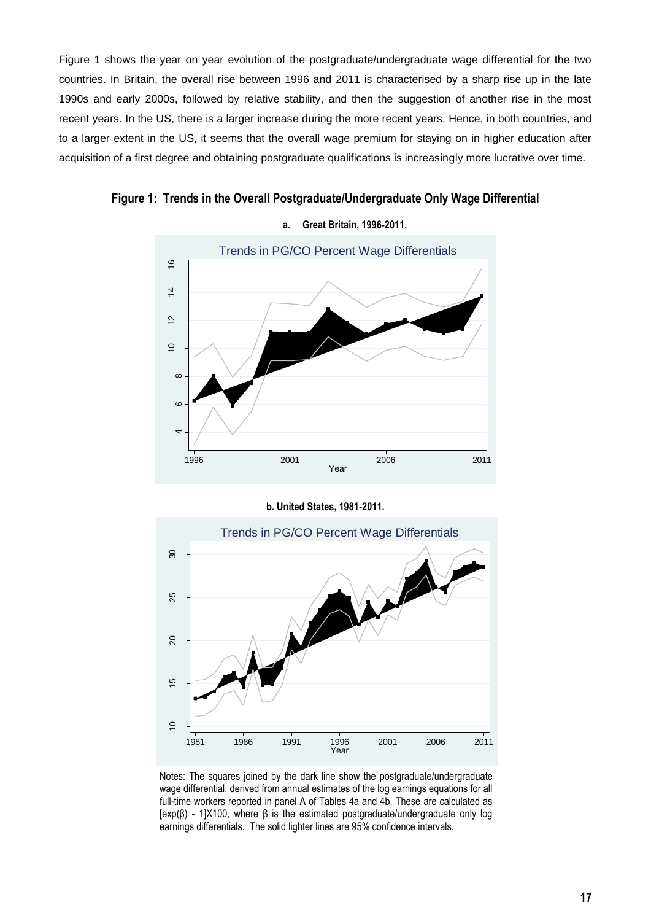Figure 1 shows the year on year evolution of the postgraduate/undergraduate wage differential for the two countries. In Britain, the overall rise between 1996 and 2011 is characterised by a sharp rise up in the late 1990s and early 2000s, followed by relative stability, and then the suggestion of another rise in the most recent years. In the US, there is a larger increase during the more recent years. Hence, in both countries, and to a larger extent in the US, it seems that the overall wage premium for staying on in higher education after acquisition of a first degree and obtaining postgraduate qualifications is increasingly more lucrative over time.

**Figure 1: Trends in the Overall Postgraduate/Undergraduate Only Wage Differential**

**a. Great Britain, 1996-2011.**

**b. United States, 1981-2011.**

Notes: The squares joined by the dark line show the postgraduate/undergraduate wage differential, derived from annual estimates of the log earnings equations for all full-time workers reported in panel A of Tables 4a and 4b. These are calculated as $[\exp(\beta) - 1]X100$, where $\beta$ is the estimated postgraduate/undergraduate only log earnings differentials. The solid lighter lines are 95% confidence intervals.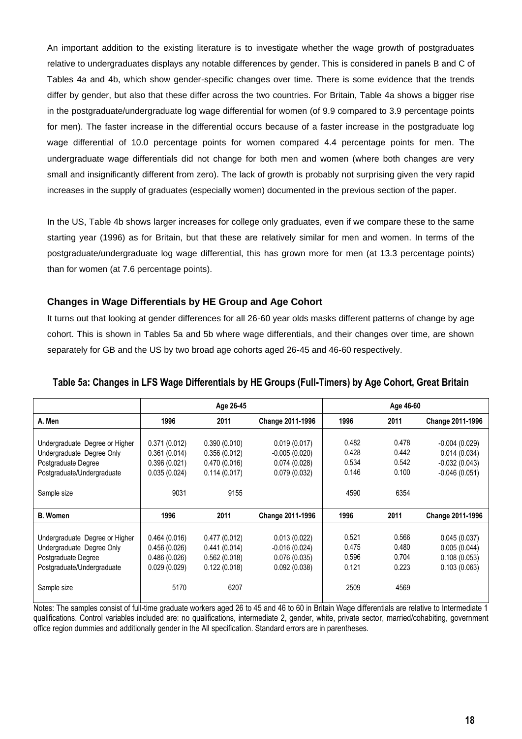An important addition to the existing literature is to investigate whether the wage growth of postgraduates relative to undergraduates displays any notable differences by gender. This is considered in panels B and C of Tables 4a and 4b, which show gender-specific changes over time. There is some evidence that the trends differ by gender, but also that these differ across the two countries. For Britain, Table 4a shows a bigger rise in the postgraduate/undergraduate log wage differential for women (of 9.9 compared to 3.9 percentage points for men). The faster increase in the differential occurs because of a faster increase in the postgraduate log wage differential of 10.0 percentage points for women compared 4.4 percentage points for men. The undergraduate wage differentials did not change for both men and women (where both changes are very small and insignificantly different from zero). The lack of growth is probably not surprising given the very rapid increases in the supply of graduates (especially women) documented in the previous section of the paper.

In the US, Table 4b shows larger increases for college only graduates, even if we compare these to the same starting year (1996) as for Britain, but that these are relatively similar for men and women. In terms of the postgraduate/undergraduate log wage differential, this has grown more for men (at 13.3 percentage points) than for women (at 7.6 percentage points).

### Changes in Wage Differentials by HE Group and Age Cohort

It turns out that looking at gender differences for all 26-60 year olds masks different patterns of change by age cohort. This is shown in Tables 5a and 5b where wage differentials, and their changes over time, are shown separately for GB and the US by two broad age cohorts aged 26-45 and 46-60 respectively.

**Table 5a: Changes in LFS Wage Differentials by HE Groups (Full-Timers) by Age Cohort, Great Britain**

| | Age 26-45 | | | Age 46-60 | | |
|---|---|---|---|---|---|---|
| **A. Men** | **1996** | **2011** | **Change 2011-1996** | **1996** | **2011** | **Change 2011-1996** |
| Undergraduate Degree or Higher | 0.371 (0.012) | 0.390 (0.010) | 0.019 (0.017) | 0.482 | 0.478 | -0.004 (0.029) |
| Undergraduate Degree Only | 0.361 (0.014) | 0.356 (0.012) | -0.005 (0.020) | 0.428 | 0.442 | 0.014 (0.034) |
| Postgraduate Degree | 0.396 (0.021) | 0.470 (0.016) | 0.074 (0.028) | 0.534 | 0.542 | -0.032 (0.043) |
| Postgraduate/Undergraduate | 0.035 (0.024) | 0.114 (0.017) | 0.079 (0.032) | 0.146 | 0.100 | -0.046 (0.051) |
| Sample size | 9031 | 9155 | | 4590 | 6354 | |
| **B. Women** | **1996** | **2011** | **Change 2011-1996** | **1996** | **2011** | **Change 2011-1996** |
| Undergraduate Degree or Higher | 0.464 (0.016) | 0.477 (0.012) | 0.013 (0.022) | 0.521 | 0.566 | 0.045 (0.037) |
| Undergraduate Degree Only | 0.456 (0.026) | 0.441 (0.014) | -0.016 (0.024) | 0.475 | 0.480 | 0.005 (0.044) |
| Postgraduate Degree | 0.486 (0.026) | 0.562 (0.018) | 0.076 (0.035) | 0.596 | 0.704 | 0.108 (0.053) |
| Postgraduate/Undergraduate | 0.029 (0.029) | 0.122 (0.018) | 0.092 (0.038) | 0.121 | 0.223 | 0.103 (0.063) |
| Sample size | 5170 | 6207 | | 2509 | 4569 | |

Notes: The samples consist of full-time graduate workers aged 26 to 45 and 46 to 60 in Britain Wage differentials are relative to Intermediate 1 qualifications. Control variables included are: no qualifications, intermediate 2, gender, white, private sector, married/cohabiting, government office region dummies and additionally gender in the All specification. Standard errors are in parentheses.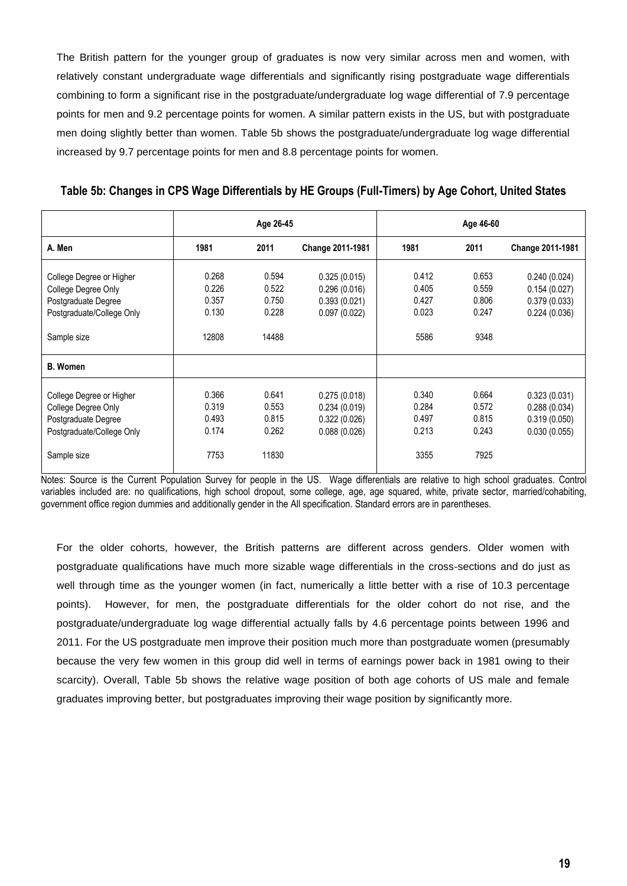The British pattern for the younger group of graduates is now very similar across men and women, with relatively constant undergraduate wage differentials and significantly rising postgraduate wage differentials combining to form a significant rise in the postgraduate/undergraduate log wage differential of 7.9 percentage points for men and 9.2 percentage points for women. A similar pattern exists in the US, but with postgraduate men doing slightly better than women. Table 5b shows the postgraduate/undergraduate log wage differential increased by 9.7 percentage points for men and 8.8 percentage points for women.

**Table 5b: Changes in CPS Wage Differentials by HE Groups (Full-Timers) by Age Cohort, United States**

| | Age 26-45 | | | Age 46-60 | | |
|---|---|---|---|---|---|---|
| **A. Men** | **1981** | **2011** | **Change 2011-1981** | **1981** | **2011** | **Change 2011-1981** |
| College Degree or Higher | 0.268 | 0.594 | 0.325 (0.015) | 0.412 | 0.653 | 0.240 (0.024) |
| College Degree Only | 0.226 | 0.522 | 0.296 (0.016) | 0.405 | 0.559 | 0.154 (0.027) |
| Postgraduate Degree | 0.357 | 0.750 | 0.393 (0.021) | 0.427 | 0.806 | 0.379 (0.033) |
| Postgraduate/College Only | 0.130 | 0.228 | 0.097 (0.022) | 0.023 | 0.247 | 0.224 (0.036) |
| Sample size | 12808 | 14488 | | 5586 | 9348 | |
| **B. Women** | | | | | | |
| College Degree or Higher | 0.366 | 0.641 | 0.275 (0.018) | 0.340 | 0.664 | 0.323 (0.031) |
| College Degree Only | 0.319 | 0.553 | 0.234 (0.019) | 0.284 | 0.572 | 0.288 (0.034) |
| Postgraduate Degree | 0.493 | 0.815 | 0.322 (0.026) | 0.497 | 0.815 | 0.319 (0.050) |
| Postgraduate/College Only | 0.174 | 0.262 | 0.088 (0.026) | 0.213 | 0.243 | 0.030 (0.055) |
| Sample size | 7753 | 11830 | | 3355 | 7925 | |

Notes: Source is the Current Population Survey for people in the US. Wage differentials are relative to high school graduates. Control variables included are: no qualifications, high school dropout, some college, age, age squared, white, private sector, married/cohabiting, government office region dummies and additionally gender in the All specification. Standard errors are in parentheses.

For the older cohorts, however, the British patterns are different across genders. Older women with postgraduate qualifications have much more sizable wage differentials in the cross-sections and do just as well through time as the younger women (in fact, numerically a little better with a rise of 10.3 percentage points). However, for men, the postgraduate differentials for the older cohort do not rise, and the postgraduate/undergraduate log wage differential actually falls by 4.6 percentage points between 1996 and 2011. For the US postgraduate men improve their position much more than postgraduate women (presumably because the very few women in this group did well in terms of earnings power back in 1981 owing to their scarcity). Overall, Table 5b shows the relative wage position of both age cohorts of US male and female graduates improving better, but postgraduates improving their wage position by significantly more.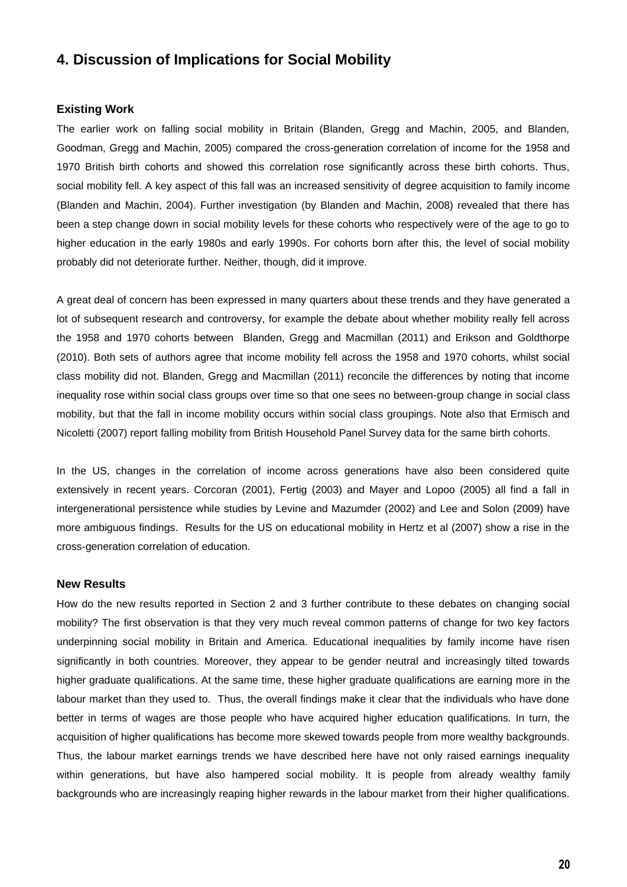## 4. Discussion of Implications for Social Mobility

### Existing Work

The earlier work on falling social mobility in Britain (Blanden, Gregg and Machin, 2005, and Blanden, Goodman, Gregg and Machin, 2005) compared the cross-generation correlation of income for the 1958 and 1970 British birth cohorts and showed this correlation rose significantly across these birth cohorts. Thus, social mobility fell. A key aspect of this fall was an increased sensitivity of degree acquisition to family income (Blanden and Machin, 2004). Further investigation (by Blanden and Machin, 2008) revealed that there has been a step change down in social mobility levels for these cohorts who respectively were of the age to go to higher education in the early 1980s and early 1990s. For cohorts born after this, the level of social mobility probably did not deteriorate further. Neither, though, did it improve.

A great deal of concern has been expressed in many quarters about these trends and they have generated a lot of subsequent research and controversy, for example the debate about whether mobility really fell across the 1958 and 1970 cohorts between Blanden, Gregg and Macmillan (2011) and Erikson and Goldthorpe (2010). Both sets of authors agree that income mobility fell across the 1958 and 1970 cohorts, whilst social class mobility did not. Blanden, Gregg and Macmillan (2011) reconcile the differences by noting that income inequality rose within social class groups over time so that one sees no between-group change in social class mobility, but that the fall in income mobility occurs within social class groupings. Note also that Ermisch and Nicoletti (2007) report falling mobility from British Household Panel Survey data for the same birth cohorts.

In the US, changes in the correlation of income across generations have also been considered quite extensively in recent years. Corcoran (2001), Fertig (2003) and Mayer and Lopoo (2005) all find a fall in intergenerational persistence while studies by Levine and Mazumder (2002) and Lee and Solon (2009) have more ambiguous findings. Results for the US on educational mobility in Hertz et al (2007) show a rise in the cross-generation correlation of education.

### New Results

How do the new results reported in Section 2 and 3 further contribute to these debates on changing social mobility? The first observation is that they very much reveal common patterns of change for two key factors underpinning social mobility in Britain and America. Educational inequalities by family income have risen significantly in both countries. Moreover, they appear to be gender neutral and increasingly tilted towards higher graduate qualifications. At the same time, these higher graduate qualifications are earning more in the labour market than they used to. Thus, the overall findings make it clear that the individuals who have done better in terms of wages are those people who have acquired higher education qualifications. In turn, the acquisition of higher qualifications has become more skewed towards people from more wealthy backgrounds. Thus, the labour market earnings trends we have described here have not only raised earnings inequality within generations, but have also hampered social mobility. It is people from already wealthy family backgrounds who are increasingly reaping higher rewards in the labour market from their higher qualifications.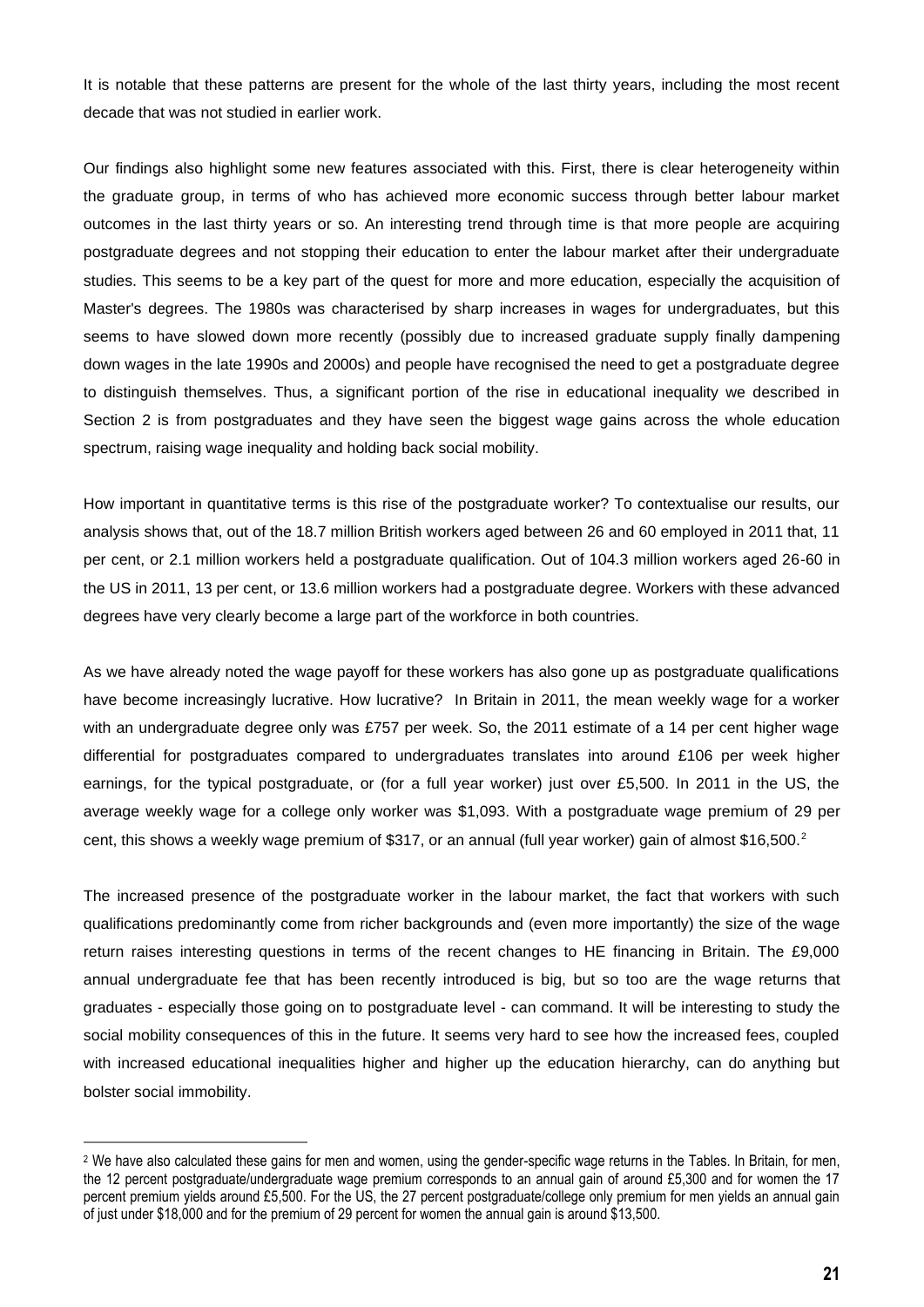It is notable that these patterns are present for the whole of the last thirty years, including the most recent decade that was not studied in earlier work.

Our findings also highlight some new features associated with this. First, there is clear heterogeneity within the graduate group, in terms of who has achieved more economic success through better labour market outcomes in the last thirty years or so. An interesting trend through time is that more people are acquiring postgraduate degrees and not stopping their education to enter the labour market after their undergraduate studies. This seems to be a key part of the quest for more and more education, especially the acquisition of Master's degrees. The 1980s was characterised by sharp increases in wages for undergraduates, but this seems to have slowed down more recently (possibly due to increased graduate supply finally dampening down wages in the late 1990s and 2000s) and people have recognised the need to get a postgraduate degree to distinguish themselves. Thus, a significant portion of the rise in educational inequality we described in Section 2 is from postgraduates and they have seen the biggest wage gains across the whole education spectrum, raising wage inequality and holding back social mobility.

How important in quantitative terms is this rise of the postgraduate worker? To contextualise our results, our analysis shows that, out of the 18.7 million British workers aged between 26 and 60 employed in 2011 that, 11 per cent, or 2.1 million workers held a postgraduate qualification. Out of 104.3 million workers aged 26-60 in the US in 2011, 13 per cent, or 13.6 million workers had a postgraduate degree. Workers with these advanced degrees have very clearly become a large part of the workforce in both countries.

As we have already noted the wage payoff for these workers has also gone up as postgraduate qualifications have become increasingly lucrative. How lucrative? In Britain in 2011, the mean weekly wage for a worker with an undergraduate degree only was £757 per week. So, the 2011 estimate of a 14 per cent higher wage differential for postgraduates compared to undergraduates translates into around £106 per week higher earnings, for the typical postgraduate, or (for a full year worker) just over £5,500. In 2011 in the US, the average weekly wage for a college only worker was $1,093. With a postgraduate wage premium of 29 per cent, this shows a weekly wage premium of $317, or an annual (full year worker) gain of almost $16,500.[2]

The increased presence of the postgraduate worker in the labour market, the fact that workers with such qualifications predominantly come from richer backgrounds and (even more importantly) the size of the wage return raises interesting questions in terms of the recent changes to HE financing in Britain. The £9,000 annual undergraduate fee that has been recently introduced is big, but so too are the wage returns that graduates - especially those going on to postgraduate level - can command. It will be interesting to study the social mobility consequences of this in the future. It seems very hard to see how the increased fees, coupled with increased educational inequalities higher and higher up the education hierarchy, can do anything but bolster social immobility.

[2] We have also calculated these gains for men and women, using the gender-specific wage returns in the Tables. In Britain, for men, the 12 percent postgraduate/undergraduate wage premium corresponds to an annual gain of around £5,300 and for women the 17 percent premium yields around £5,500. For the US, the 27 percent postgraduate/college only premium for men yields an annual gain of just under $18,000 and for the premium of 29 percent for women the annual gain is around $13,500.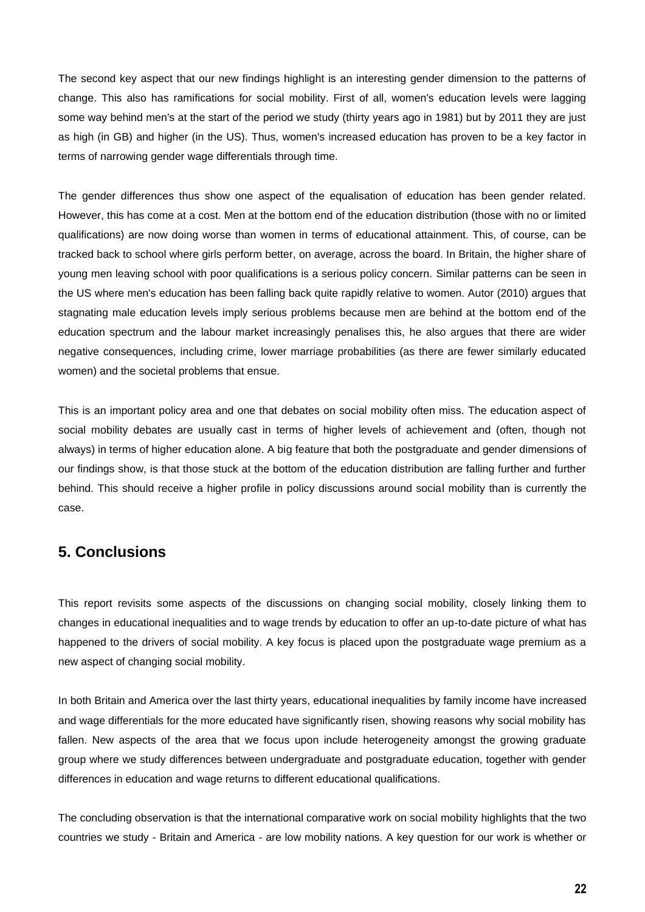The second key aspect that our new findings highlight is an interesting gender dimension to the patterns of change. This also has ramifications for social mobility. First of all, women's education levels were lagging some way behind men's at the start of the period we study (thirty years ago in 1981) but by 2011 they are just as high (in GB) and higher (in the US). Thus, women's increased education has proven to be a key factor in terms of narrowing gender wage differentials through time.

The gender differences thus show one aspect of the equalisation of education has been gender related. However, this has come at a cost. Men at the bottom end of the education distribution (those with no or limited qualifications) are now doing worse than women in terms of educational attainment. This, of course, can be tracked back to school where girls perform better, on average, across the board. In Britain, the higher share of young men leaving school with poor qualifications is a serious policy concern. Similar patterns can be seen in the US where men's education has been falling back quite rapidly relative to women. Autor (2010) argues that stagnating male education levels imply serious problems because men are behind at the bottom end of the education spectrum and the labour market increasingly penalises this, he also argues that there are wider negative consequences, including crime, lower marriage probabilities (as there are fewer similarly educated women) and the societal problems that ensue.

This is an important policy area and one that debates on social mobility often miss. The education aspect of social mobility debates are usually cast in terms of higher levels of achievement and (often, though not always) in terms of higher education alone. A big feature that both the postgraduate and gender dimensions of our findings show, is that those stuck at the bottom of the education distribution are falling further and further behind. This should receive a higher profile in policy discussions around social mobility than is currently the case.

## 5. Conclusions

This report revisits some aspects of the discussions on changing social mobility, closely linking them to changes in educational inequalities and to wage trends by education to offer an up-to-date picture of what has happened to the drivers of social mobility. A key focus is placed upon the postgraduate wage premium as a new aspect of changing social mobility.

In both Britain and America over the last thirty years, educational inequalities by family income have increased and wage differentials for the more educated have significantly risen, showing reasons why social mobility has fallen. New aspects of the area that we focus upon include heterogeneity amongst the growing graduate group where we study differences between undergraduate and postgraduate education, together with gender differences in education and wage returns to different educational qualifications.

The concluding observation is that the international comparative work on social mobility highlights that the two countries we study - Britain and America - are low mobility nations. A key question for our work is whether or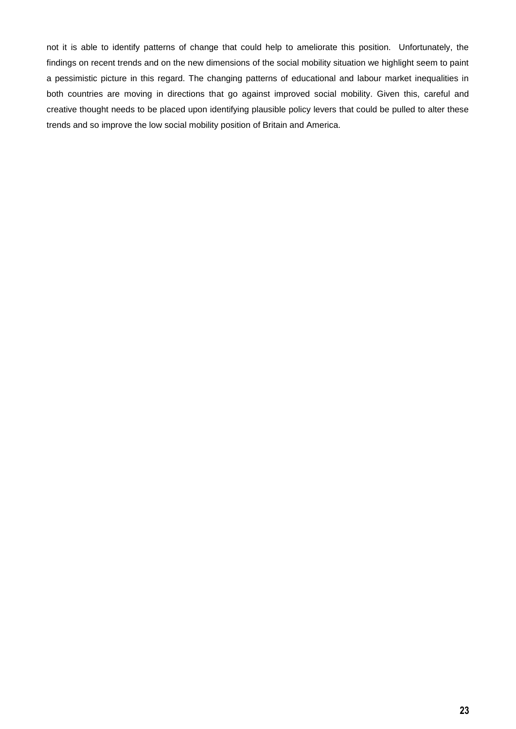not it is able to identify patterns of change that could help to ameliorate this position. Unfortunately, the findings on recent trends and on the new dimensions of the social mobility situation we highlight seem to paint a pessimistic picture in this regard. The changing patterns of educational and labour market inequalities in both countries are moving in directions that go against improved social mobility. Given this, careful and creative thought needs to be placed upon identifying plausible policy levers that could be pulled to alter these trends and so improve the low social mobility position of Britain and America.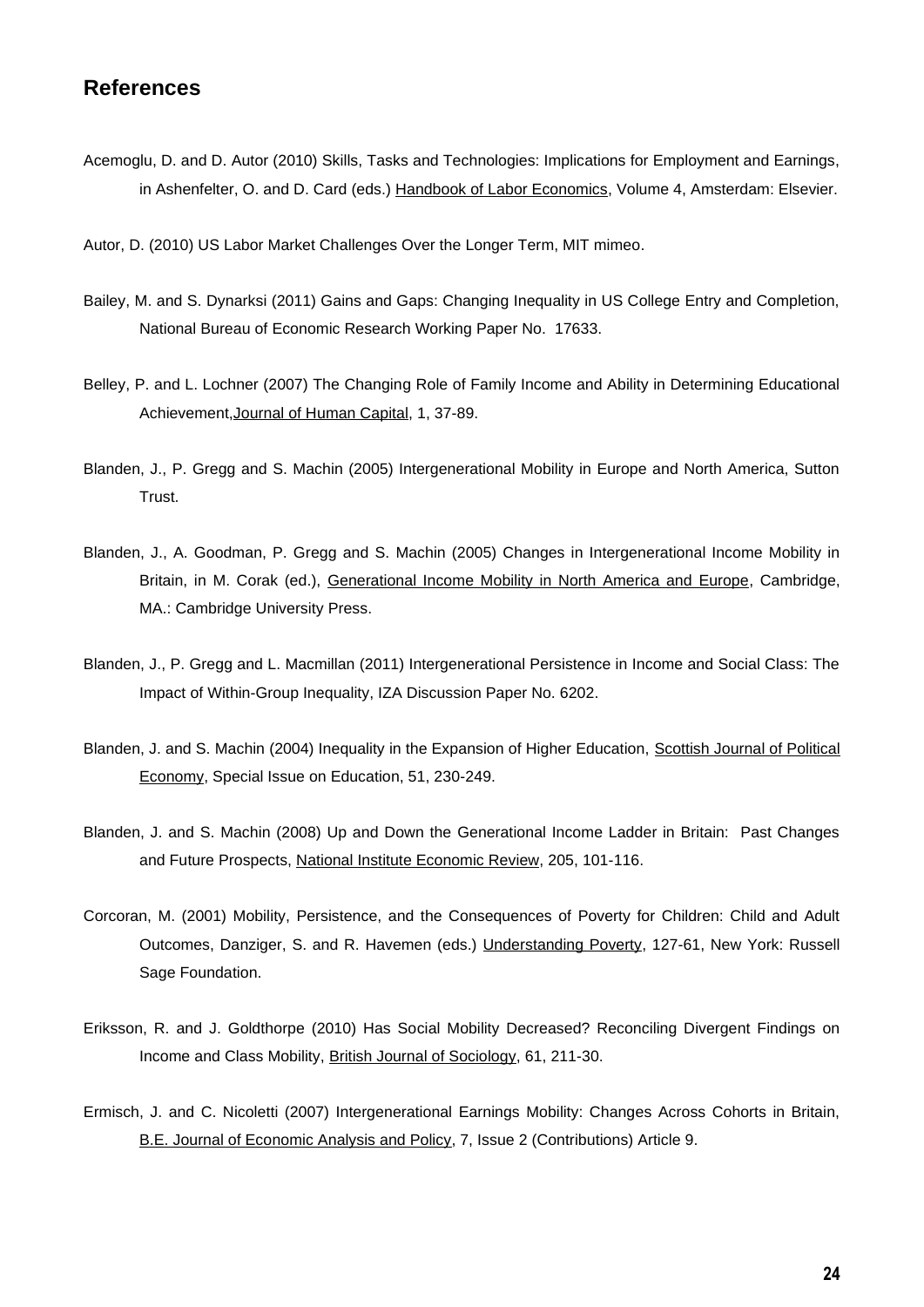## References

Acemoglu, D. and D. Autor (2010) Skills, Tasks and Technologies: Implications for Employment and Earnings, in Ashenfelter, O. and D. Card (eds.) Handbook of Labor Economics, Volume 4, Amsterdam: Elsevier.

Autor, D. (2010) US Labor Market Challenges Over the Longer Term, MIT mimeo.

Bailey, M. and S. Dynarksi (2011) Gains and Gaps: Changing Inequality in US College Entry and Completion, National Bureau of Economic Research Working Paper No. 17633.

Belley, P. and L. Lochner (2007) The Changing Role of Family Income and Ability in Determining Educational Achievement,Journal of Human Capital, 1, 37-89.

Blanden, J., P. Gregg and S. Machin (2005) Intergenerational Mobility in Europe and North America, Sutton Trust.

Blanden, J., A. Goodman, P. Gregg and S. Machin (2005) Changes in Intergenerational Income Mobility in Britain, in M. Corak (ed.), Generational Income Mobility in North America and Europe, Cambridge, MA.: Cambridge University Press.

Blanden, J., P. Gregg and L. Macmillan (2011) Intergenerational Persistence in Income and Social Class: The Impact of Within-Group Inequality, IZA Discussion Paper No. 6202.

Blanden, J. and S. Machin (2004) Inequality in the Expansion of Higher Education, Scottish Journal of Political Economy, Special Issue on Education, 51, 230-249.

Blanden, J. and S. Machin (2008) Up and Down the Generational Income Ladder in Britain: Past Changes and Future Prospects, National Institute Economic Review, 205, 101-116.

Corcoran, M. (2001) Mobility, Persistence, and the Consequences of Poverty for Children: Child and Adult Outcomes, Danziger, S. and R. Havemen (eds.) Understanding Poverty, 127-61, New York: Russell Sage Foundation.

Eriksson, R. and J. Goldthorpe (2010) Has Social Mobility Decreased? Reconciling Divergent Findings on Income and Class Mobility, British Journal of Sociology, 61, 211-30.

Ermisch, J. and C. Nicoletti (2007) Intergenerational Earnings Mobility: Changes Across Cohorts in Britain, B.E. Journal of Economic Analysis and Policy, 7, Issue 2 (Contributions) Article 9.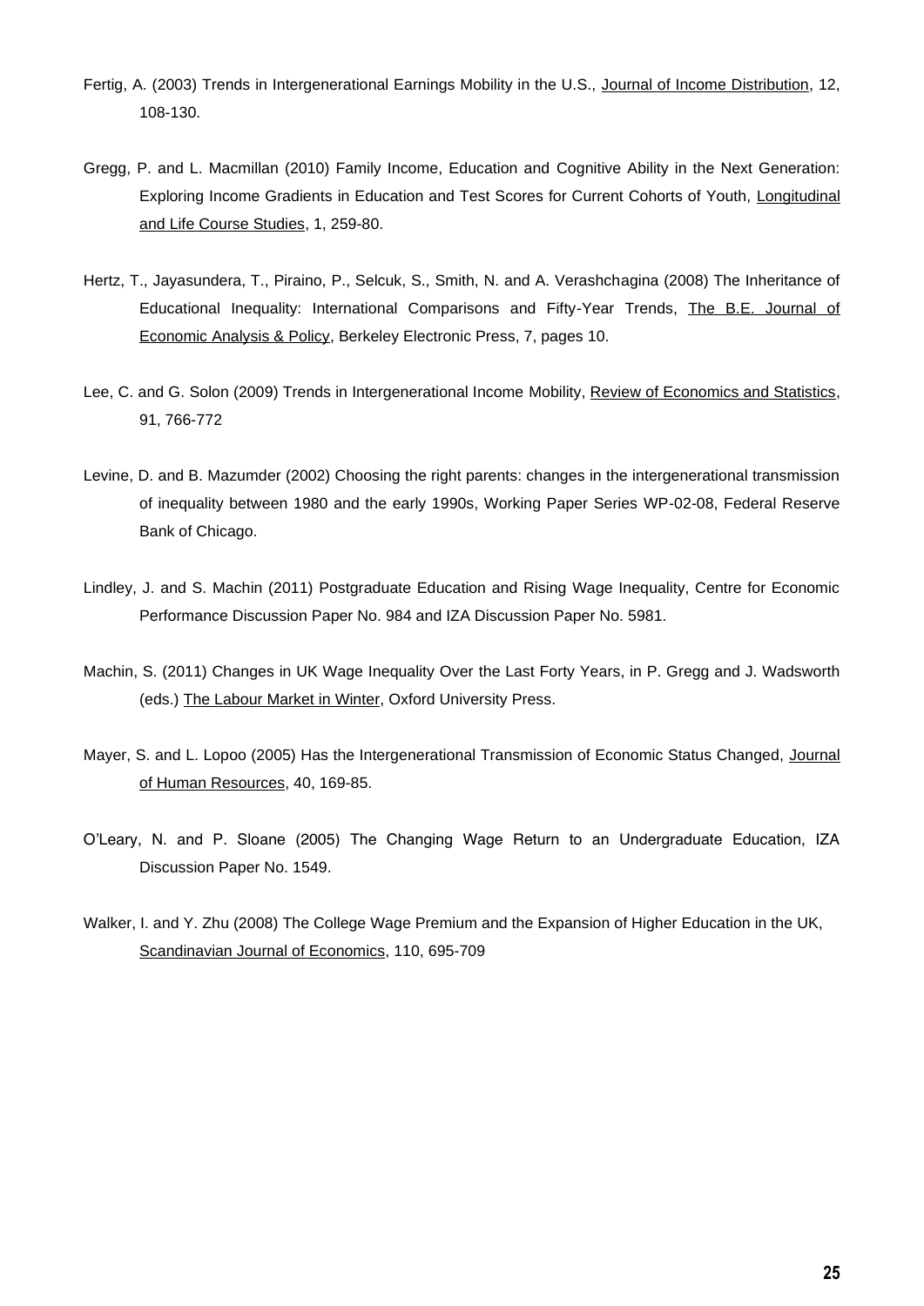Fertig, A. (2003) Trends in Intergenerational Earnings Mobility in the U.S., Journal of Income Distribution, 12, 108-130.

Gregg, P. and L. Macmillan (2010) Family Income, Education and Cognitive Ability in the Next Generation: Exploring Income Gradients in Education and Test Scores for Current Cohorts of Youth, Longitudinal and Life Course Studies, 1, 259-80.

Hertz, T., Jayasundera, T., Piraino, P., Selcuk, S., Smith, N. and A. Verashchagina (2008) The Inheritance of Educational Inequality: International Comparisons and Fifty-Year Trends, The B.E. Journal of Economic Analysis & Policy, Berkeley Electronic Press, 7, pages 10.

Lee, C. and G. Solon (2009) Trends in Intergenerational Income Mobility, Review of Economics and Statistics, 91, 766-772

Levine, D. and B. Mazumder (2002) Choosing the right parents: changes in the intergenerational transmission of inequality between 1980 and the early 1990s, Working Paper Series WP-02-08, Federal Reserve Bank of Chicago.

Lindley, J. and S. Machin (2011) Postgraduate Education and Rising Wage Inequality, Centre for Economic Performance Discussion Paper No. 984 and IZA Discussion Paper No. 5981.

Machin, S. (2011) Changes in UK Wage Inequality Over the Last Forty Years, in P. Gregg and J. Wadsworth (eds.) The Labour Market in Winter, Oxford University Press.

Mayer, S. and L. Lopoo (2005) Has the Intergenerational Transmission of Economic Status Changed, Journal of Human Resources, 40, 169-85.

O'Leary, N. and P. Sloane (2005) The Changing Wage Return to an Undergraduate Education, IZA Discussion Paper No. 1549.

Walker, I. and Y. Zhu (2008) The College Wage Premium and the Expansion of Higher Education in the UK, Scandinavian Journal of Economics, 110, 695-709